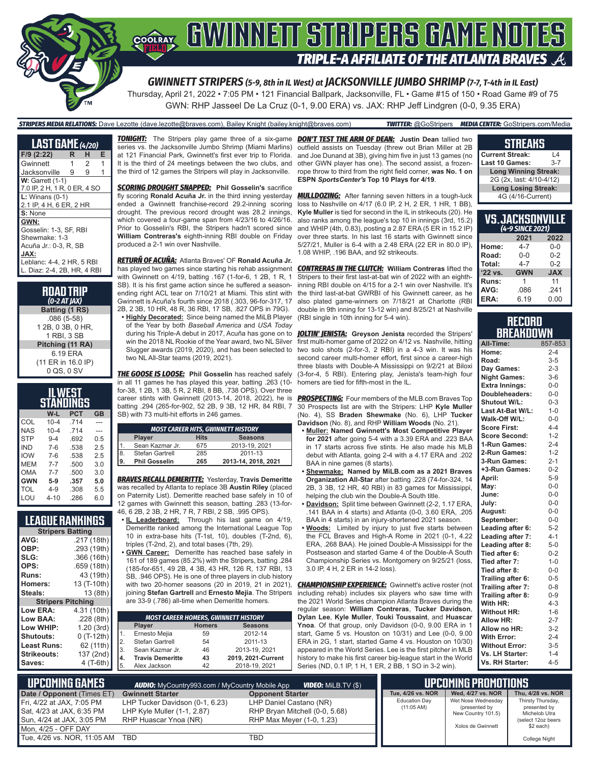# GWINNETT STRIPERS GAME NOTES

## TRIPLE-A AFFILIATE OF THE ATLANTA BRAVES

### GWINNETT STRIPERS (5-9, 8th in IL West) at JACKSONVILLE JUMBO SHRIMP (7-7, T-4th in IL East)

Thursday, April 21, 2022 • 7:05 PM • 121 Financial Ballpark, Jacksonville, FL • Game #15 of 150 • Road Game #9 of 75

GWN: RHP Jasseel De La Cruz (0-1, 9.00 ERA) vs. JAX: RHP Jeff Lindgren (0-0, 9.35 ERA)

**STRIPERS MEDIA RELATIONS:** Dave Lezotte (dave.lezotte@braves.com), Bailey Knight (bailey.knight@braves.com) **TWITTER:** @GoStripers **MEDIA CENTER:** GoStripers.com/Media

## LAST GAME (4/20)

| F/9 (2:22) | R | H | E |
|---|---|---|---|
| Gwinnett | 1 | 2 | 1 |
| Jacksonville | 9 | 9 | 1 |

**W:** Garrett (1-1)
7.0 IP, 2 H, 1 R, 0 ER, 4 SO

**L:** Winans (0-1)
2.1 IP, 4 H, 6 ER, 2 HR

**S:** None

**GWN:**
Gosselin: 1-3, SF, RBI
Shewmake: 1-3
Acuña Jr.: 0-3, R, SB

**JAX:**
Leblanc: 4-4, 2 HR, 5 RBI
L. Diaz: 2-4, 2B, HR, 4 RBI

## ROAD TRIP
*(0-2 AT JAX)*

**Batting (1 RS)**
.086 (5-58)
1 2B, 0 3B, 0 HR,
1 RBI, 3 SB

**Pitching (11 RA)**
6.19 ERA
(11 ER in 16.0 IP)
0 QS, 0 SV

## IL WEST STANDINGS

| | W-L | PCT | GB |
|---|---|---|---|
| COL | 10-4 | .714 | --- |
| NAS | 10-4 | .714 | --- |
| STP | 9-4 | .692 | 0.5 |
| IND | 7-6 | .538 | 2.5 |
| IOW | 7-6 | .538 | 2.5 |
| MEM | 7-7 | .500 | 3.0 |
| OMA | 7-7 | .500 | 3.0 |
| **GWN** | **5-9** | **.357** | **5.0** |
| TOL | 4-9 | .308 | 5.5 |
| LOU | 4-10 | .286 | 6.0 |

## LEAGUE RANKINGS

| Stripers Batting | |
|---|---|
| AVG: | .217 (18th) |
| OBP: | .293 (19th) |
| SLG: | .366 (16th) |
| OPS: | .659 (18th) |
| Runs: | 43 (19th) |
| Homers: | 13 (T-10th) |
| Steals: | 13 (8th) |
| **Stripers Pitching** | |
| Low ERA: | 4.31 (10th) |
| Low BAA: | .228 (8th) |
| Low WHIP: | 1.20 (3rd) |
| Shutouts: | 0 (T-12th) |
| Least Runs: | 62 (11th) |
| Strikeouts: | 137 (2nd) |
| Saves: | 4 (T-6th) |

**TONIGHT:** The Stripers play game three of a six-game series vs. the Jacksonville Jumbo Shrimp (Miami Marlins) at 121 Financial Park, Gwinnett's first ever trip to Florida. It is the third of 24 meetings between the two clubs, and the third of 12 games the Stripers will play in Jacksonville.

**SCORING DROUGHT SNAPPED:** **Phil Gosselin's** sacrifice fly scoring **Ronald Acuña Jr.** in the third inning yesterday ended a Gwinnett franchise-record 29.2-inning scoring drought. The previous record drought was 28.2 innings, which covered a four-game span from 4/23/16 to 4/26/16. Prior to Gosselin's RBI, the Stripers hadn't scored since **William Contreras's** eighth-inning RBI double on Friday produced a 2-1 win over Nashville.

**RETURÑ OF ACUÑA:** Atlanta Braves' OF **Ronald Acuña Jr.** has played two games since starting his rehab assignment with Gwinnett on 4/19, batting .167 (1-for-6, 1 2B, 1 R, 1 SB). It is his first game action since he suffered a season-ending right ACL tear on 7/10/21 at Miami. This stint with Gwinnett is Acuña's fourth since 2018 (.303, 96-for-317, 17 2B, 2 3B, 10 HR, 48 R, 36 RBI, 17 SB, .827 OPS in 79G).

- **Highly Decorated:** Since being named the MiLB Player of the Year by both *Baseball America* and *USA Today* during his Triple-A debut in 2017, Acuña has gone on to win the 2018 NL Rookie of the Year award, two NL Silver Slugger awards (2019, 2020), and has been selected to two NL All-Star teams (2019, 2021).

**THE GOOSE IS LOOSE:** **Phil Gosselin** has reached safely in all 11 games he has played this year, batting .263 (10-for-38, 1 2B, 1 3B, 5 R, 2 RBI, 8 BB, .738 OPS). Over three career stints with Gwinnett (2013-14, 2018, 2022), he is batting .294 (265-for-902, 52 2B, 9 3B, 12 HR, 84 RBI, 7 SB) with 73 multi-hit efforts in 246 games.

| | MOST CAREER HITS, GWINNETT HISTORY | | |
|---|---|---|---|
| | **Player** | **Hits** | **Seasons** |
| 1. | Sean Kazmar Jr. | 675 | 2013-19, 2021 |
| 8. | Stefan Gartrell | 285 | 2011-13 |
| **9.** | **Phil Gosselin** | **265** | **2013-14, 2018, 2021** |

**BRAVES RECALL DEMERITTE:** Yesterday, **Travis Demeritte** was recalled by Atlanta to replace 3B **Austin Riley** (placed on Paternity List). Demeritte reached base safely in 10 of 12 games with Gwinnett this season, batting .283 (13-for-46, 6 2B, 2 3B, 2 HR, 7 R, 7 RBI, 2 SB, .995 OPS).

- **IL Leaderboard:** Through his last game on 4/19, Demeritte ranked among the International League Top 10 in extra-base hits (T-1st, 10), doubles (T-2nd, 6), triples (T-2nd, 2), and total bases (7th, 29).
- **GWN Career:** Demeritte has reached base safely in 161 of 189 games (85.2%) with the Stripers, batting .284 (185-for-651, 49 2B, 4 3B, 43 HR, 126 R, 137 RBI, 13 SB, .946 OPS). He is one of three players in club history with two 20-homer seasons (20 in 2019, 21 in 2021), joining **Stefan Gartrell** and **Ernesto Mejia**. The Stripers are 33-9 (.786) all-time when Demeritte homers.

| | MOST CAREER HOMERS, GWINNETT HISTORY | | |
|---|---|---|---|
| | **Player** | **Homers** | **Seasons** |
| 1. | Ernesto Mejia | 59 | 2012-14 |
| 2. | Stefan Gartrell | 54 | 2011-13 |
| 3. | Sean Kazmar Jr. | 46 | 2013-19, 2021 |
| **4.** | **Travis Demeritte** | **43** | **2019, 2021-Current** |
| 5. | Alex Jackson | 42 | 2018-19, 2021 |

**DON'T TEST THE ARM OF DEAN:** **Justin Dean** tallied two outfield assists on Tuesday (threw out Brian Miller at 2B and Joe Dunand at 3B), giving him five in just 13 games (no other GWN player has one). The second assist, a frozen-rope throw to third from the right field corner, **was No. 1 on ESPN *SportsCenter's* Top 10 Plays for 4/19**.

**MULLDOZING:** After fanning seven hitters in a tough-luck loss to Nashville on 4/17 (6.0 IP, 2 H, 2 ER, 1 HR, 1 BB), **Kyle Muller** is tied for second in the IL in strikeouts (20). He also ranks among the league's top 10 in innings (3rd, 15.2) and WHIP (4th, 0.83), posting a 2.87 ERA (5 ER in 15.2 IP) over three starts. In his last 16 starts with Gwinnett since 5/27/21, Muller is 6-4 with a 2.48 ERA (22 ER in 80.0 IP), 1.08 WHIP, .196 BAA, and 92 strikeouts.

**CONTRERAS IN THE CLUTCH:** **William Contreras** lifted the Stripers to their first last-at-bat win of 2022 with an eighth-inning RBI double on 4/15 for a 2-1 win over Nashville. It's the third last-at-bat GWRBI of his Gwinnett career, as he also plated game-winners on 7/18/21 at Charlotte (RBI double in 9th inning for 13-12 win) and 8/25/21 at Nashville (RBI single in 10th inning for 5-4 win).

**JOLTIN' JENISTA:** **Greyson Jenista** recorded the Stripers' first multi-homer game of 2022 on 4/12 vs. Nashville, hitting two solo shots (2-for-3, 2 RBI) in a 4-3 win. It was his second career multi-homer effort, first since a career-high three blasts with Double-A Mississippi on 9/2/21 at Biloxi (3-for-4, 5 RBI). Entering play, Jenista's team-high four homers are tied for fifth-most in the IL.

**PROSPECTING:** Four members of the MLB.com Braves Top 30 Prospects list are with the Stripers: LHP **Kyle Muller** (No. 4), SS **Braden Shewmake** (No. 6), LHP **Tucker Davidson** (No. 8), and RHP **William Woods** (No. 21).

- **Muller:** **Named Gwinnett's Most Competitive Player for 2021** after going 5-4 with a 3.39 ERA and .223 BAA in 17 starts across five stints. He also made his MLB debut with Atlanta, going 2-4 with a 4.17 ERA and .202 BAA in nine games (8 starts).
- **Shewmake:** **Named by MiLB.com as a 2021 Braves Organization All-Star** after batting .228 (74-for-324, 14 2B, 3 3B, 12 HR, 40 RBI) in 83 games for Mississippi, helping the club win the Double-A South title.
- **Davidson:** Split time between Gwinnett (2-2, 1.17 ERA, .141 BAA in 4 starts) and Atlanta (0-0, 3.60 ERA, .205 BAA in 4 starts) in an injury-shortened 2021 season.
- **Woods:** Limited by injury to just five starts between the FCL Braves and High-A Rome in 2021 (0-1, 4.22 ERA, .268 BAA). He joined Double-A Mississippi for the Postseason and started Game 4 of the Double-A South Championship Series vs. Montgomery on 9/25/21 (loss, 3.0 IP, 4 H, 2 ER in 14-2 loss).

**CHAMPIONSHIP EXPERIENCE:** Gwinnett's active roster (not including rehab) includes six players who saw time with the 2021 World Series champion Atlanta Braves during the regular season: **William Contreras**, **Tucker Davidson**, **Dylan Lee**, **Kyle Muller**, **Touki Toussaint**, and **Huascar Ynoa**. Of that group, only Davidson (0-0, 9.00 ERA in 1 start, Game 5 vs. Houston on 10/31) and Lee (0-0, 9.00 ERA in 2G, 1 start, started Game 4 vs. Houston on 10/30) appeared in the World Series. Lee is the first pitcher in MLB history to make his first career big-league start in the World Series (ND, 0.1 IP, 1 H, 1 ER, 2 BB, 1 SO in 3-2 win).

## STREAKS

| | |
|---|---|
| Current Streak: | L4 |
| Last 10 Games: | 3-7 |
| **Long Winning Streak:** | |
| 2G (2x, last: 4/10-4/12) | |
| **Long Losing Streak:** | |
| 4G (4/16-Current) | |

## VS. JACKSONVILLE
*(4-9 SINCE 2021)*

| | 2021 | 2022 |
|---|---|---|
| Home: | 4-7 | 0-0 |
| Road: | 0-0 | 0-2 |
| Total: | 4-7 | 0-2 |
| **'22 vs.** | **GWN** | **JAX** |
| Runs: | 1 | 11 |
| AVG: | .086 | .241 |
| ERA: | 6.19 | 0.00 |

## RECORD BREAKDOWN

| | |
|---|---|
| All-Time: | 857-853 |
| Home: | 2-4 |
| Road: | 3-5 |
| Day Games: | 2-3 |
| Night Games: | 3-6 |
| Extra Innings: | 0-0 |
| Doubleheaders: | 0-0 |
| Shutout W/L: | 0-3 |
| Last At-Bat W/L: | 1-0 |
| Walk-Off W/L: | 0-0 |
| Score First: | 4-4 |
| Score Second: | 1-2 |
| 1-Run Games: | 2-4 |
| 2-Run Games: | 1-2 |
| 3-Run Games: | 2-1 |
| +3-Run Games: | 0-2 |
| April: | 5-9 |
| May: | 0-0 |
| June: | 0-0 |
| July: | 0-0 |
| August: | 0-0 |
| September: | 0-0 |
| Leading after 6: | 5-2 |
| Leading after 7: | 4-1 |
| Leading after 8: | 5-0 |
| Tied after 6: | 0-2 |
| Tied after 7: | 1-0 |
| Tied after 8: | 0-0 |
| Trailing after 6: | 0-5 |
| Trailing after 7: | 0-8 |
| Trailing after 8: | 0-9 |
| With HR: | 4-3 |
| Without HR: | 1-6 |
| Allow HR: | 2-7 |
| Allow no HR: | 3-2 |
| With Error: | 2-4 |
| Without Error: | 3-5 |
| Vs. LH Starter: | 1-4 |
| Vs. RH Starter: | 4-5 |

## UPCOMING GAMES

**AUDIO:** MyCountry993.com / MyCountry Mobile App **VIDEO:** MiLB.TV ($)

| Date / Opponent (Times ET) | Gwinnett Starter | Opponent Starter |
|---|---|---|
| Fri, 4/22 at JAX, 7:05 PM | LHP Tucker Davidson (0-1, 6.23) | LHP Daniel Castano (NR) |
| Sat, 4/23 at JAX, 6:35 PM | LHP Kyle Muller (1-1, 2.87) | RHP Bryan Mitchell (0-0, 5.68) |
| Sun, 4/24 at JAX, 3:05 PM | RHP Huascar Ynoa (NR) | RHP Max Meyer (1-0, 1.23) |
| Mon, 4/25 - OFF DAY | | |
| Tue, 4/26 vs. NOR, 11:05 AM | TBD | TBD |

## UPCOMING PROMOTIONS

| Tue, 4/26 vs. NOR | Wed, 4/27 vs. NOR | Thu, 4/28 vs. NOR |
|---|---|---|
| Education Day (11:05 AM) | Wet Nose Wednesday (presented by New Country 101.5) Xolos de Gwinnett | Thirsty Thursday, presented by Michelob Ultra (select 12oz beers $2 each) College Night |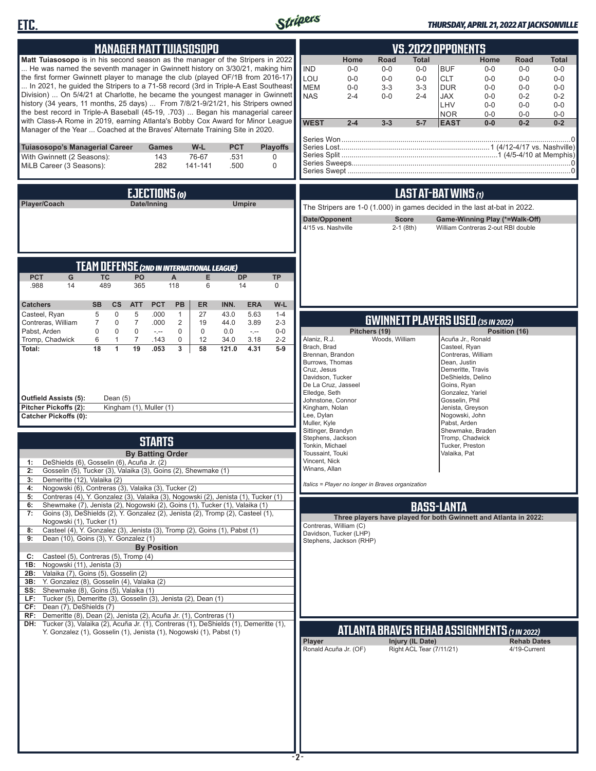## MANAGER MATT TUIASOSOPO

**Matt Tuiasosopo** is in his second season as the manager of the Stripers in 2022 ... He was named the seventh manager in Gwinnett history on 3/30/21, making him the first former Gwinnett player to manage the club (played OF/1B from 2016-17) ... In 2021, he guided the Stripers to a 71-58 record (3rd in Triple-A East Southeast Division) ... On 5/4/21 at Charlotte, he became the youngest manager in Gwinnett history (34 years, 11 months, 25 days) ... From 7/8/21-9/21/21, his Stripers owned the best record in Triple-A Baseball (45-19, .703) ... Began his managerial career with Class-A Rome in 2019, earning Atlanta's Bobby Cox Award for Minor League Manager of the Year ... Coached at the Braves' Alternate Training Site in 2020.

| Tuiasosopo's Managerial Career | Games | W-L | PCT | Playoffs |
|---|---|---|---|---|
| With Gwinnett (2 Seasons): | 143 | 76-67 | .531 | 0 |
| MiLB Career (3 Seasons): | 282 | 141-141 | .500 | 0 |

## EJECTIONS (0)

| Player/Coach | Date/Inning | Umpire |
|---|---|---|

## TEAM DEFENSE (2ND IN INTERNATIONAL LEAGUE)

| PCT | G | TC | PO | A | E | DP | TP |
|---|---|---|---|---|---|---|---|
| .988 | 14 | 489 | 365 | 118 | 6 | 14 | 0 |

| Catchers | SB | CS | ATT | PCT | PB | ER | INN. | ERA | W-L |
|---|---|---|---|---|---|---|---|---|---|
| Casteel, Ryan | 5 | 0 | 5 | .000 | 1 | 27 | 43.0 | 5.63 | 1-4 |
| Contreras, William | 7 | 0 | 7 | .000 | 2 | 19 | 44.0 | 3.89 | 2-3 |
| Pabst, Arden | 0 | 0 | 0 | .--- | 0 | 0 | 0.0 | -.-- | 0-0 |
| Tromp, Chadwick | 6 | 1 | 7 | .143 | 0 | 12 | 34.0 | 3.18 | 2-2 |
| **Total:** | **18** | **1** | **19** | **.053** | **3** | **58** | **121.0** | **4.31** | **5-9** |

**Outfield Assists (5):** Dean (5)
**Pitcher Pickoffs (2):** Kingham (1), Muller (1)
**Catcher Pickoffs (0):**

## STARTS

**By Batting Order**

| | |
|---|---|
| 1: | DeShields (6), Gosselin (6), Acuña Jr. (2) |
| 2: | Gosselin (5), Tucker (3), Valaika (3), Goins (2), Shewmake (1) |
| 3: | Demeritte (12), Valaika (2) |
| 4: | Nogowski (6), Contreras (3), Valaika (3), Tucker (2) |
| 5: | Contreras (4), Y. Gonzalez (3), Valaika (3), Nogowski (2), Jenista (1), Tucker (1) |
| 6: | Shewmake (7), Jenista (2), Nogowski (2), Goins (1), Tucker (1), Valaika (1) |
| 7: | Goins (3), DeShields (2), Y. Gonzalez (2), Jenista (2), Tromp (2), Casteel (1), Nogowski (1), Tucker (1) |
| 8: | Casteel (4), Y. Gonzalez (3), Jenista (3), Tromp (2), Goins (1), Pabst (1) |
| 9: | Dean (10), Goins (3), Y. Gonzalez (1) |

**By Position**

| | |
|---|---|
| C: | Casteel (5), Contreras (5), Tromp (4) |
| 1B: | Nogowski (11), Jenista (3) |
| 2B: | Valaika (7), Goins (5), Gosselin (2) |
| 3B: | Y. Gonzalez (8), Gosselin (4), Valaika (2) |
| SS: | Shewmake (8), Goins (5), Valaika (1) |
| LF: | Tucker (5), Demeritte (3), Gosselin (3), Jenista (2), Dean (1) |
| CF: | Dean (7), DeShields (7) |
| RF: | Demeritte (8), Dean (2), Jenista (2), Acuña Jr. (1), Contreras (1) |
| DH: | Tucker (3), Valaika (2), Acuña Jr. (1), Contreras (1), DeShields (1), Demeritte (1), Y. Gonzalez (1), Gosselin (1), Jenista (1), Nogowski (1), Pabst (1) |

## VS. 2022 OPPONENTS

| | Home | Road | Total | | Home | Road | Total |
|---|---|---|---|---|---|---|---|
| IND | 0-0 | 0-0 | 0-0 | BUF | 0-0 | 0-0 | 0-0 |
| LOU | 0-0 | 0-0 | 0-0 | CLT | 0-0 | 0-0 | 0-0 |
| MEM | 0-0 | 3-3 | 3-3 | DUR | 0-0 | 0-0 | 0-0 |
| NAS | 2-4 | 0-0 | 2-4 | JAX | 0-0 | 0-2 | 0-2 |
| | | | | LHV | 0-0 | 0-0 | 0-0 |
| | | | | NOR | 0-0 | 0-0 | 0-0 |
| **WEST** | **2-4** | **3-3** | **5-7** | **EAST** | **0-0** | **0-2** | **0-2** |

Series Won: 0
Series Lost: 1 (4/12-4/17 vs. Nashville)
Series Split: 1 (4/5-4/10 at Memphis)
Series Sweeps: 0
Series Swept: 0

## LAST AT-BAT WINS (1)

The Stripers are 1-0 (1.000) in games decided in the last at-bat in 2022.

| Date/Opponent | Score | Game-Winning Play (*=Walk-Off) |
|---|---|---|
| 4/15 vs. Nashville | 2-1 (8th) | William Contreras 2-out RBI double |

## GWINNETT PLAYERS USED (35 IN 2022)

| Pitchers (19) | | Position (16) |
|---|---|---|
| Alaniz, R.J. | Woods, William | Acuña Jr., Ronald |
| Brach, Brad | | Casteel, Ryan |
| Brennan, Brandon | | Contreras, William |
| Burrows, Thomas | | Dean, Justin |
| Cruz, Jesus | | Demeritte, Travis |
| Davidson, Tucker | | DeShields, Delino |
| De La Cruz, Jasseel | | Goins, Ryan |
| Elledge, Seth | | Gonzalez, Yariel |
| Johnstone, Connor | | Gosselin, Phil |
| Kingham, Nolan | | Jenista, Greyson |
| Lee, Dylan | | Nogowski, John |
| Muller, Kyle | | Pabst, Arden |
| Sittinger, Brandyn | | Shewmake, Braden |
| Stephens, Jackson | | Tromp, Chadwick |
| Tonkin, Michael | | Tucker, Preston |
| Toussaint, Touki | | Valaika, Pat |
| Vincent, Nick | | |
| Winans, Allan | | |

*Italics = Player no longer in Braves organization*

## BASS-LANTA

**Three players have played for both Gwinnett and Atlanta in 2022:**

Contreras, William (C)
Davidson, Tucker (LHP)
Stephens, Jackson (RHP)

## ATLANTA BRAVES REHAB ASSIGNMENTS (1 IN 2022)

| Player | Injury (IL Date) | Rehab Dates |
|---|---|---|
| Ronald Acuña Jr. (OF) | Right ACL Tear (7/11/21) | 4/19-Current |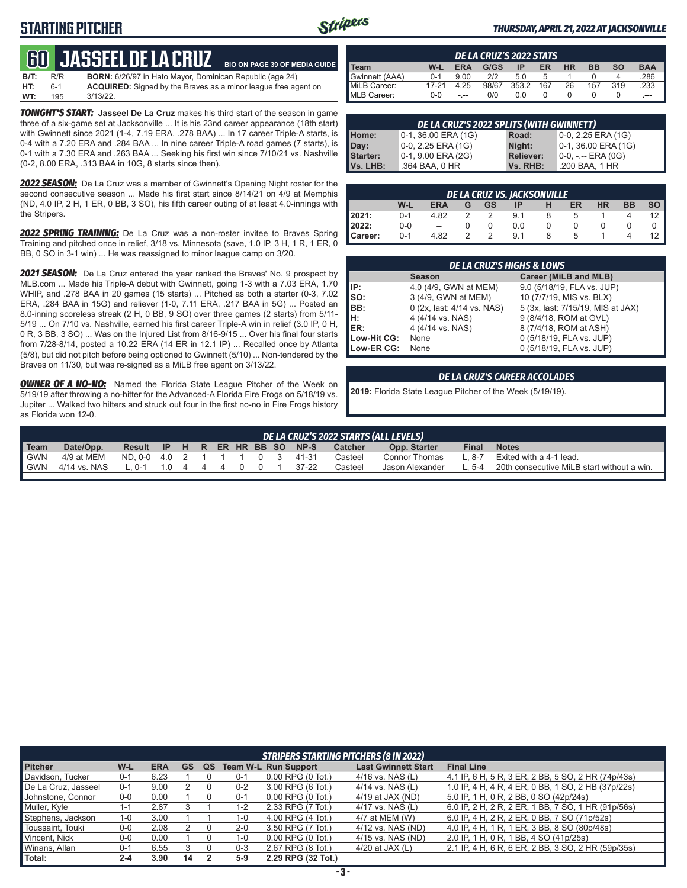# STARTING PITCHER

**THURSDAY, APRIL 21, 2022 AT JACKSONVILLE**

## 60 JASSEEL DE LA CRUZ

BIO ON PAGE 39 OF MEDIA GUIDE

**B/T:** R/R **BORN:** 6/26/97 in Hato Mayor, Dominican Republic (age 24)
**HT:** 6-1 **ACQUIRED:** Signed by the Braves as a minor league free agent on
**WT:** 195 3/13/22.

***TONIGHT'S START:*** **Jasseel De La Cruz** makes his third start of the season in game three of a six-game set at Jacksonville ... It is his 23nd career appearance (18th start) with Gwinnett since 2021 (1-4, 7.19 ERA, .278 BAA) ... In 17 career Triple-A starts, is 0-4 with a 7.20 ERA and .284 BAA ... In nine career Triple-A road games (7 starts), is 0-1 with a 7.30 ERA and .263 BAA ... Seeking his first win since 7/10/21 vs. Nashville (0-2, 8.00 ERA, .313 BAA in 10G, 8 starts since then).

***2022 SEASON:*** De La Cruz was a member of Gwinnett's Opening Night roster for the second consecutive season ... Made his first start since 8/14/21 on 4/9 at Memphis (ND, 4.0 IP, 2 H, 1 ER, 0 BB, 3 SO), his fifth career outing of at least 4.0-innings with the Stripers.

***2022 SPRING TRAINING:*** De La Cruz was a non-roster invitee to Braves Spring Training and pitched once in relief, 3/18 vs. Minnesota (save, 1.0 IP, 3 H, 1 R, 1 ER, 0 BB, 0 SO in 3-1 win) ... He was reassigned to minor league camp on 3/20.

***2021 SEASON:*** De La Cruz entered the year ranked the Braves' No. 9 prospect by MLB.com ... Made his Triple-A debut with Gwinnett, going 1-3 with a 7.03 ERA, 1.70 WHIP, and .278 BAA in 20 games (15 starts) ... Pitched as both a starter (0-3, 7.02 ERA, .284 BAA in 15G) and reliever (1-0, 7.11 ERA, .217 BAA in 5G) ... Posted an 8.0-inning scoreless streak (2 H, 0 BB, 9 SO) over three games (2 starts) from 5/11-5/19 ... On 7/10 vs. Nashville, earned his first career Triple-A win in relief (3.0 IP, 0 H, 0 R, 3 BB, 3 SO) ... Was on the Injured List from 8/16-9/15 ... Over his final four starts from 7/28-8/14, posted a 10.22 ERA (14 ER in 12.1 IP) ... Recalled once by Atlanta (5/8), but did not pitch before being optioned to Gwinnett (5/10) ... Non-tendered by the Braves on 11/30, but was re-signed as a MiLB free agent on 3/13/22.

***OWNER OF A NO-NO:*** Named the Florida State League Pitcher of the Week on 5/19/19 after throwing a no-hitter for the Advanced-A Florida Fire Frogs on 5/18/19 vs. Jupiter ... Walked two hitters and struck out four in the first no-no in Fire Frogs history as Florida won 12-0.

### DE LA CRUZ'S 2022 STATS

| Team | W-L | ERA | G/GS | IP | ER | HR | BB | SO | BAA |
|---|---|---|---|---|---|---|---|---|---|
| Gwinnett (AAA) | 0-1 | 9.00 | 2/2 | 5.0 | 5 | 1 | 0 | 4 | .286 |
| MiLB Career: | 17-21 | 4.25 | 98/67 | 353.2 | 167 | 26 | 157 | 319 | .233 |
| MLB Career: | 0-0 | -.-- | 0/0 | 0.0 | 0 | 0 | 0 | 0 | .--- |

### DE LA CRUZ'S 2022 SPLITS (WITH GWINNETT)

| | | | |
|---|---|---|---|
| Home: | 0-1, 36.00 ERA (1G) | Road: | 0-0, 2.25 ERA (1G) |
| Day: | 0-0, 2.25 ERA (1G) | Night: | 0-1, 36.00 ERA (1G) |
| Starter: | 0-1, 9.00 ERA (2G) | Reliever: | 0-0, -.-- ERA (0G) |
| Vs. LHB: | .364 BAA, 0 HR | Vs. RHB: | .200 BAA, 1 HR |

### DE LA CRUZ VS. JACKSONVILLE

| | W-L | ERA | G | GS | IP | H | ER | HR | BB | SO |
|---|---|---|---|---|---|---|---|---|---|---|
| 2021: | 0-1 | 4.82 | 2 | 2 | 9.1 | 8 | 5 | 1 | 4 | 12 |
| 2022: | 0-0 | -- | 0 | 0 | 0.0 | 0 | 0 | 0 | 0 | 0 |
| Career: | 0-1 | 4.82 | 2 | 2 | 9.1 | 8 | 5 | 1 | 4 | 12 |

### DE LA CRUZ'S HIGHS & LOWS

| | Season | Career (MiLB and MLB) |
|---|---|---|
| IP: | 4.0 (4/9, GWN at MEM) | 9.0 (5/18/19, FLA vs. JUP) |
| SO: | 3 (4/9, GWN at MEM) | 10 (7/7/19, MIS vs. BLX) |
| BB: | 0 (2x, last: 4/14 vs. NAS) | 5 (3x, last: 7/15/19, MIS at JAX) |
| H: | 4 (4/14 vs. NAS) | 9 (8/4/18, ROM at GVL) |
| ER: | 4 (4/14 vs. NAS) | 8 (7/4/18, ROM at ASH) |
| Low-Hit CG: | None | 0 (5/18/19, FLA vs. JUP) |
| Low-ER CG: | None | 0 (5/18/19, FLA vs. JUP) |

### DE LA CRUZ'S CAREER ACCOLADES

**2019:** Florida State League Pitcher of the Week (5/19/19).

### DE LA CRUZ'S 2022 STARTS (ALL LEVELS)

| Team | Date/Opp. | Result | IP | H | R | ER | HR | BB | SO | NP-S | Catcher | Opp. Starter | Final | Notes |
|---|---|---|---|---|---|---|---|---|---|---|---|---|---|---|
| GWN | 4/9 at MEM | ND, 0-0 | 4.0 | 2 | 1 | 1 | 1 | 0 | 3 | 41-31 | Casteel | Connor Thomas | L, 8-7 | Exited with a 4-1 lead. |
| GWN | 4/14 vs. NAS | L, 0-1 | 1.0 | 4 | 4 | 4 | 0 | 0 | 1 | 37-22 | Casteel | Jason Alexander | L, 5-4 | 20th consecutive MiLB start without a win. |

### STRIPERS STARTING PITCHERS (8 IN 2022)

| Pitcher | W-L | ERA | GS | QS | Team W-L | Run Support | Last Gwinnett Start | Final Line |
|---|---|---|---|---|---|---|---|---|
| Davidson, Tucker | 0-1 | 6.23 | 1 | 0 | 0-1 | 0.00 RPG (0 Tot.) | 4/16 vs. NAS (L) | 4.1 IP, 6 H, 5 R, 3 ER, 2 BB, 5 SO, 2 HR (74p/43s) |
| De La Cruz, Jasseel | 0-1 | 9.00 | 2 | 0 | 0-2 | 3.00 RPG (6 Tot.) | 4/14 vs. NAS (L) | 1.0 IP, 4 H, 4 R, 4 ER, 0 BB, 1 SO, 2 HB (37p/22s) |
| Johnstone, Connor | 0-0 | 0.00 | 1 | 0 | 0-1 | 0.00 RPG (0 Tot.) | 4/19 at JAX (ND) | 5.0 IP, 1 H, 0 R, 2 BB, 0 SO (42p/24s) |
| Muller, Kyle | 1-1 | 2.87 | 3 | 1 | 1-2 | 2.33 RPG (7 Tot.) | 4/17 vs. NAS (L) | 6.0 IP, 2 H, 2 R, 2 ER, 1 BB, 7 SO, 1 HR (91p/56s) |
| Stephens, Jackson | 1-0 | 3.00 | 1 | 1 | 1-0 | 4.00 RPG (4 Tot.) | 4/7 at MEM (W) | 6.0 IP, 4 H, 2 R, 2 ER, 0 BB, 7 SO (71p/52s) |
| Toussaint, Touki | 0-0 | 2.08 | 2 | 0 | 2-0 | 3.50 RPG (7 Tot.) | 4/12 vs. NAS (ND) | 4.0 IP, 4 H, 1 R, 1 ER, 3 BB, 8 SO (80p/48s) |
| Vincent, Nick | 0-0 | 0.00 | 1 | 0 | 1-0 | 0.00 RPG (0 Tot.) | 4/15 vs. NAS (ND) | 2.0 IP, 1 H, 0 R, 1 BB, 4 SO (41p/25s) |
| Winans, Allan | 0-1 | 6.55 | 3 | 0 | 0-3 | 2.67 RPG (8 Tot.) | 4/20 at JAX (L) | 2.1 IP, 4 H, 6 R, 6 ER, 2 BB, 3 SO, 2 HR (59p/35s) |
| **Total:** | **2-4** | **3.90** | **14** | **2** | **5-9** | **2.29 RPG (32 Tot.)** | | |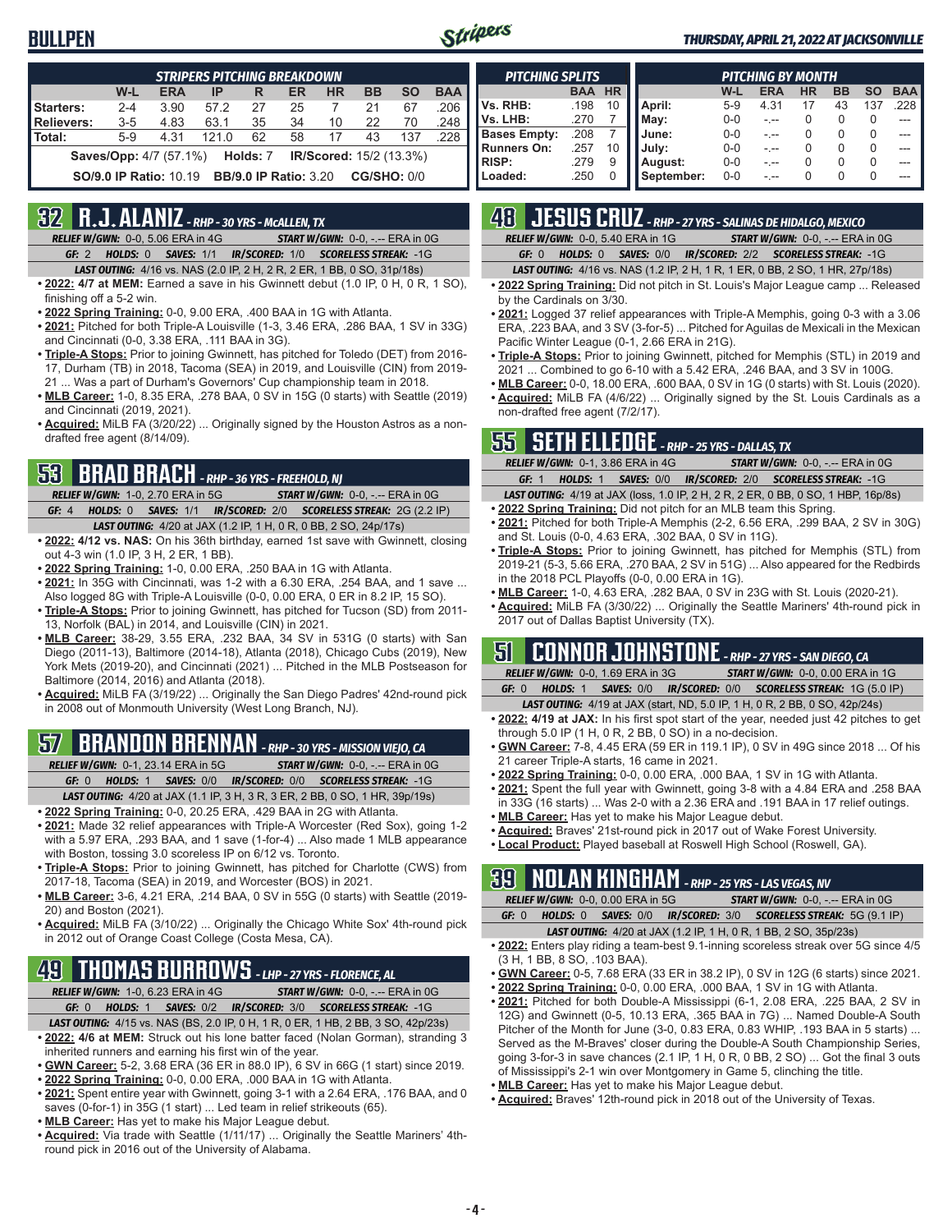# BULLPEN

**THURSDAY, APRIL 21, 2022 AT JACKSONVILLE**

| STRIPERS PITCHING BREAKDOWN | W-L | ERA | IP | R | ER | HR | BB | SO | BAA |
|---|---|---|---|---|---|---|---|---|---|
| Starters: | 2-4 | 3.90 | 57.2 | 27 | 25 | 7 | 21 | 67 | .206 |
| Relievers: | 3-5 | 4.83 | 63.1 | 35 | 34 | 10 | 22 | 70 | .248 |
| Total: | 5-9 | 4.31 | 121.0 | 62 | 58 | 17 | 43 | 137 | .228 |

Saves/Opp: 4/7 (57.1%) Holds: 7 IR/Scored: 15/2 (13.3%)

SO/9.0 IP Ratio: 10.19 BB/9.0 IP Ratio: 3.20 CG/SHO: 0/0

| PITCHING SPLITS | BAA | HR |
|---|---|---|
| Vs. RHB: | .198 | 10 |
| Vs. LHB: | .270 | 7 |
| Bases Empty: | .208 | 7 |
| Runners On: | .257 | 10 |
| RISP: | .279 | 9 |
| Loaded: | .250 | 0 |

| PITCHING BY MONTH | W-L | ERA | HR | BB | SO | BAA |
|---|---|---|---|---|---|---|
| April: | 5-9 | 4.31 | 17 | 43 | 137 | .228 |
| May: | 0-0 | -.-- | 0 | 0 | 0 | --- |
| June: | 0-0 | -.-- | 0 | 0 | 0 | --- |
| July: | 0-0 | -.-- | 0 | 0 | 0 | --- |
| August: | 0-0 | -.-- | 0 | 0 | 0 | --- |
| September: | 0-0 | -.-- | 0 | 0 | 0 | --- |

## 32 R.J. ALANIZ - RHP - 30 YRS - McALLEN, TX

*RELIEF W/GWN:* 0-0, 5.06 ERA in 4G *START W/GWN:* 0-0, -.-- ERA in 0G
*GF:* 2 *HOLDS:* 0 *SAVES:* 1/1 *IR/SCORED:* 1/0 *SCORELESS STREAK:* -1G
*LAST OUTING:* 4/16 vs. NAS (2.0 IP, 2 H, 2 R, 2 ER, 1 BB, 0 SO, 31p/18s)

- **2022: 4/7 at MEM:** Earned a save in his Gwinnett debut (1.0 IP, 0 H, 0 R, 1 SO), finishing off a 5-2 win.
- **2022 Spring Training:** 0-0, 9.00 ERA, .400 BAA in 1G with Atlanta.
- **2021:** Pitched for both Triple-A Louisville (1-3, 3.46 ERA, .286 BAA, 1 SV in 33G) and Cincinnati (0-0, 3.38 ERA, .111 BAA in 3G).
- **Triple-A Stops:** Prior to joining Gwinnett, has pitched for Toledo (DET) from 2016-17, Durham (TB) in 2018, Tacoma (SEA) in 2019, and Louisville (CIN) from 2019-21 ... Was a part of Durham's Governors' Cup championship team in 2018.
- **MLB Career:** 1-0, 8.35 ERA, .278 BAA, 0 SV in 15G (0 starts) with Seattle (2019) and Cincinnati (2019, 2021).
- **Acquired:** MiLB FA (3/20/22) ... Originally signed by the Houston Astros as a non-drafted free agent (8/14/09).

## 53 BRAD BRACH - RHP - 36 YRS - FREEHOLD, NJ

*RELIEF W/GWN:* 1-0, 2.70 ERA in 5G *START W/GWN:* 0-0, -.-- ERA in 0G
*GF:* 4 *HOLDS:* 0 *SAVES:* 1/1 *IR/SCORED:* 2/0 *SCORELESS STREAK:* 2G (2.2 IP)
*LAST OUTING:* 4/20 at JAX (1.2 IP, 1 H, 0 R, 0 BB, 2 SO, 24p/17s)

- **2022: 4/12 vs. NAS:** On his 36th birthday, earned 1st save with Gwinnett, closing out a 4-3 win (1.0 IP, 3 H, 2 ER, 1 BB).
- **2022 Spring Training:** 1-0, 0.00 ERA, .250 BAA in 1G with Atlanta.
- **2021:** In 35G with Cincinnati, was 1-2 with a 6.30 ERA, .254 BAA, and 1 save ... Also logged 8G with Triple-A Louisville (0-0, 0.00 ERA, 0 ER in 8.2 IP, 15 SO).
- **Triple-A Stops:** Prior to joining Gwinnett, has pitched for Tucson (SD) from 2011-13, Norfolk (BAL) in 2014, and Louisville (CIN) in 2021.
- **MLB Career:** 38-29, 3.55 ERA, .232 BAA, 34 SV in 531G (0 starts) with San Diego (2011-13), Baltimore (2014-18), Atlanta (2018), Chicago Cubs (2019), New York Mets (2019-20), and Cincinnati (2021) ... Pitched in the MLB Postseason for Baltimore (2014, 2016) and Atlanta (2018).
- **Acquired:** MiLB FA (3/19/22) ... Originally the San Diego Padres' 42nd-round pick in 2008 out of Monmouth University (West Long Branch, NJ).

## 57 BRANDON BRENNAN - RHP - 30 YRS - MISSION VIEJO, CA

*RELIEF W/GWN:* 0-1, 23.14 ERA in 3G *START W/GWN:* 0-0, -.-- ERA in 0G
*GF:* 0 *HOLDS:* 1 *SAVES:* 0/0 *IR/SCORED:* 0/0 *SCORELESS STREAK:* -1G
*LAST OUTING:* 4/20 at JAX (1.1 IP, 3 H, 3 R, 3 ER, 2 BB, 0 SO, 1 HR, 39p/19s)

- **2022 Spring Training:** 0-0, 20.25 ERA, .429 BAA in 2G with Atlanta.
- **2021:** Made 32 relief appearances with Triple-A Worcester (Red Sox), going 1-2 with a 5.97 ERA, .293 BAA, and 1 save (1-for-4) ... Also made 1 MLB appearance with Boston, tossing 3.0 scoreless IP on 6/12 vs. Toronto.
- **Triple-A Stops:** Prior to joining Gwinnett, has pitched for Charlotte (CWS) from 2017-18, Tacoma (SEA) in 2019, and Worcester (BOS) in 2021.
- **MLB Career:** 3-6, 4.21 ERA, .214 BAA, 0 SV in 55G (0 starts) with Seattle (2019-20) and Boston (2021).
- **Acquired:** MiLB FA (3/10/22) ... Originally the Chicago White Sox' 4th-round pick in 2012 out of Orange Coast College (Costa Mesa, CA).

## 49 THOMAS BURROWS - LHP - 27 YRS - FLORENCE, AL

*RELIEF W/GWN:* 1-0, 6.23 ERA in 4G *START W/GWN:* 0-0, -.-- ERA in 0G
*GF:* 0 *HOLDS:* 1 *SAVES:* 0/2 *IR/SCORED:* 3/0 *SCORELESS STREAK:* -1G
*LAST OUTING:* 4/15 vs. NAS (BS, 2.0 IP, 0 H, 1 R, 0 ER, 1 HB, 2 BB, 3 SO, 42p/23s)

- **2022: 4/6 at MEM:** Struck out his lone batter faced (Nolan Gorman), stranding 3 inherited runners and earning his first win of the year.
- **GWN Career:** 5-2, 3.68 ERA (36 ER in 88.0 IP), 6 SV in 66G (1 start) since 2019.
- **2022 Spring Training:** 0-0, 0.00 ERA, .000 BAA in 1G with Atlanta.
- **2021:** Spent entire year with Gwinnett, going 3-1 with a 2.64 ERA, .176 BAA, and 0 saves (0-for-1) in 35G (1 start) ... Led team in relief strikeouts (65).
- **MLB Career:** Has yet to make his Major League debut.
- **Acquired:** Via trade with Seattle (1/11/17) ... Originally the Seattle Mariners' 4th-round pick in 2016 out of the University of Alabama.

## 48 JESUS CRUZ - RHP - 27 YRS - SALINAS DE HIDALGO, MEXICO

*RELIEF W/GWN:* 0-0, 5.40 ERA in 1G *START W/GWN:* 0-0, -.-- ERA in 0G
*GF:* 0 *HOLDS:* 0 *SAVES:* 0/0 *IR/SCORED:* 2/2 *SCORELESS STREAK:* -1G
*LAST OUTING:* 4/16 vs. NAS (1.2 IP, 2 H, 1 R, 1 ER, 0 BB, 2 SO, 1 HR, 27p/18s)

- **2022 Spring Training:** Did not pitch in St. Louis's Major League camp ... Released by the Cardinals on 3/30.
- **2021:** Logged 37 relief appearances with Triple-A Memphis, going 0-3 with a 3.06 ERA, .223 BAA, and 3 SV (3-for-5) ... Pitched for Aguilas de Mexicali in the Mexican Pacific Winter League (0-1, 2.66 ERA in 21G).
- **Triple-A Stops:** Prior to joining Gwinnett, pitched for Memphis (STL) in 2019 and 2021 ... Combined to go 6-10 with a 5.42 ERA, .246 BAA, and 3 SV in 100G.
- **MLB Career:** 0-0, 18.00 ERA, .600 BAA, 0 SV in 1G (0 starts) with St. Louis (2020).
- **Acquired:** MiLB FA (4/6/22) ... Originally signed by the St. Louis Cardinals as a non-drafted free agent (7/2/17).

## 55 SETH ELLEDGE - RHP - 25 YRS - DALLAS, TX

*RELIEF W/GWN:* 0-1, 3.86 ERA in 4G *START W/GWN:* 0-0, -.-- ERA in 0G
*GF:* 1 *HOLDS:* 1 *SAVES:* 0/0 *IR/SCORED:* 2/0 *SCORELESS STREAK:* -1G
*LAST OUTING:* 4/19 at JAX (loss, 1.0 IP, 2 H, 2 R, 2 ER, 0 BB, 0 SO, 1 HBP, 16p/8s)

- **2022 Spring Training:** Did not pitch for an MLB team this Spring.
- **2021:** Pitched for both Triple-A Memphis (2-2, 6.56 ERA, .299 BAA, 2 SV in 30G) and St. Louis (0-0, 4.63 ERA, .302 BAA, 0 SV in 11G).
- **Triple-A Stops:** Prior to joining Gwinnett, has pitched for Memphis (STL) from 2019-21 (5-3, 5.66 ERA, .270 BAA, 2 SV in 51G) ... Also appeared for the Redbirds in the 2018 PCL Playoffs (0-0, 0.00 ERA in 1G).
- **MLB Career:** 1-0, 4.63 ERA, .282 BAA, 0 SV in 23G with St. Louis (2020-21).
- **Acquired:** MiLB FA (3/30/22) ... Originally the Seattle Mariners' 4th-round pick in 2017 out of Dallas Baptist University (TX).

## 51 CONNOR JOHNSTONE - RHP - 27 YRS - SAN DIEGO, CA

*RELIEF W/GWN:* 0-0, 1.69 ERA in 3G *START W/GWN:* 0-0, 0.00 ERA in 1G
*GF:* 0 *HOLDS:* 1 *SAVES:* 0/0 *IR/SCORED:* 0/0 *SCORELESS STREAK:* 1G (5.0 IP)
*LAST OUTING:* 4/19 at JAX (start, ND, 5.0 IP, 1 H, 0 R, 2 BB, 0 SO, 42p/24s)

- **2022: 4/19 at JAX:** In his first spot start of the year, needed just 42 pitches to get through 5.0 IP (1 H, 0 R, 2 BB, 0 SO) in a no-decision.
- **GWN Career:** 7-8, 4.45 ERA (59 ER in 119.1 IP), 0 SV in 49G since 2018 ... Of his 21 career Triple-A starts, 16 came in 2021.
- **2022 Spring Training:** 0-0, 0.00 ERA, .000 BAA, 1 SV in 1G with Atlanta.
- **2021:** Spent the full year with Gwinnett, going 3-8 with a 4.84 ERA and .258 BAA in 33G (16 starts) ... Was 2-0 with a 2.36 ERA and .191 BAA in 17 relief outings.
- **MLB Career:** Has yet to make his Major League debut.
- **Acquired:** Braves' 21st-round pick in 2017 out of Wake Forest University.
- **Local Product:** Played baseball at Roswell High School (Roswell, GA).

## 39 NOLAN KINGHAM - RHP - 25 YRS - LAS VEGAS, NV

*RELIEF W/GWN:* 0-0, 0.00 ERA in 5G *START W/GWN:* 0-0, -.-- ERA in 0G
*GF:* 0 *HOLDS:* 0 *SAVES:* 0/0 *IR/SCORED:* 3/0 *SCORELESS STREAK:* 5G (9.1 IP)
*LAST OUTING:* 4/20 at JAX (1.2 IP, 1 H, 0 R, 1 BB, 2 SO, 35p/23s)

- **2022:** Enters play riding a team-best 9.1-inning scoreless streak over 5G since 4/5 (3 H, 1 BB, 8 SO, .103 BAA).
- **GWN Career:** 0-5, 7.68 ERA (33 ER in 38.2 IP), 0 SV in 12G (6 starts) since 2021.
- **2022 Spring Training:** 0-0, 0.00 ERA, .000 BAA, 1 SV in 1G with Atlanta.
- **2021:** Pitched for both Double-A Mississippi (6-1, 2.08 ERA, .225 BAA, 2 SV in 12G) and Gwinnett (0-5, 10.13 ERA, .365 BAA in 7G) ... Named Double-A South Pitcher of the Month for June (3-0, 0.83 ERA, 0.83 WHIP, .193 BAA in 5 starts) ... Served as the M-Braves' closer during the Double-A South Championship Series, going 3-for-3 in save chances (2.1 IP, 1 H, 0 R, 0 BB, 2 SO) ... Got the final 3 outs of Mississippi's 2-1 win over Montgomery in Game 5, clinching the title.
- **MLB Career:** Has yet to make his Major League debut.
- **Acquired:** Braves' 12th-round pick in 2018 out of the University of Texas.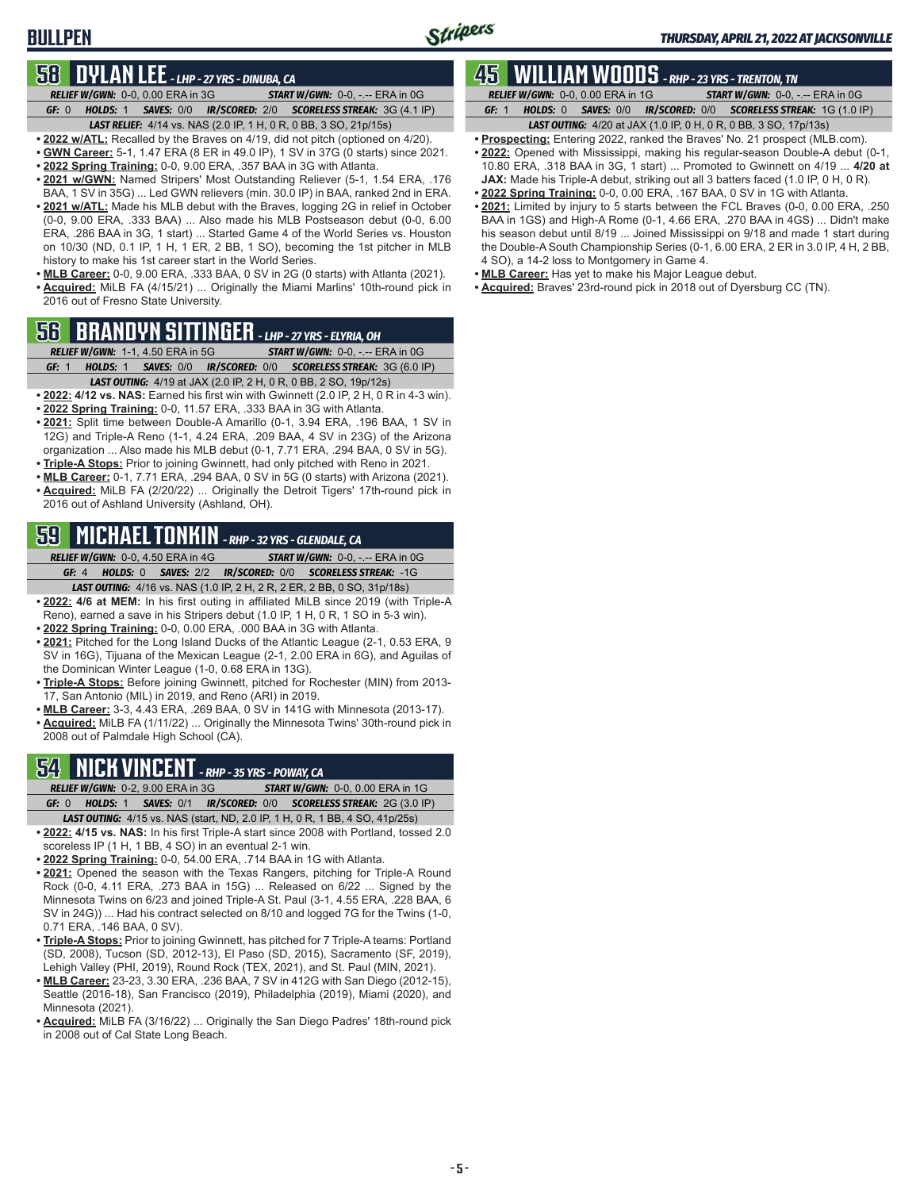# BULLPEN

## 58 DYLAN LEE - LHP - 27 YRS - DINUBA, CA

*RELIEF W/GWN:* 0-0, 0.00 ERA in 3G *START W/GWN:* 0-0, -.-- ERA in 0G
*GF:* 0 *HOLDS:* 1 *SAVES:* 0/0 *IR/SCORED:* 2/0 *SCORELESS STREAK:* 3G (4.1 IP)
*LAST RELIEF:* 4/14 vs. NAS (2.0 IP, 1 H, 0 R, 0 BB, 3 SO, 21p/15s)

- **2022 w/ATL:** Recalled by the Braves on 4/19, did not pitch (optioned on 4/20).
- **GWN Career:** 5-1, 1.47 ERA (8 ER in 49.0 IP), 1 SV in 37G (0 starts) since 2021.
- **2022 Spring Training:** 0-0, 9.00 ERA, .357 BAA in 3G with Atlanta.
- **2021 w/GWN:** Named Stripers' Most Outstanding Reliever (5-1, 1.54 ERA, .176 BAA, 1 SV in 35G) ... Led GWN relievers (min. 30.0 IP) in BAA, ranked 2nd in ERA.
- **2021 w/ATL:** Made his MLB debut with the Braves, logging 2G in relief in October (0-0, 9.00 ERA, .333 BAA) ... Also made his MLB Postseason debut (0-0, 6.00 ERA, .286 BAA in 3G, 1 start) ... Started Game 4 of the World Series vs. Houston on 10/30 (ND, 0.1 IP, 1 H, 1 ER, 2 BB, 1 SO), becoming the 1st pitcher in MLB history to make his 1st career start in the World Series.
- **MLB Career:** 0-0, 9.00 ERA, .333 BAA, 0 SV in 2G (0 starts) with Atlanta (2021).
- **Acquired:** MiLB FA (4/15/21) ... Originally the Miami Marlins' 10th-round pick in 2016 out of Fresno State University.

## 56 BRANDYN SITTINGER - LHP - 27 YRS - ELYRIA, OH

*RELIEF W/GWN:* 1-1, 4.50 ERA in 5G *START W/GWN:* 0-0, -.-- ERA in 0G
*GF:* 1 *HOLDS:* 1 *SAVES:* 0/0 *IR/SCORED:* 0/0 *SCORELESS STREAK:* 3G (6.0 IP)
*LAST OUTING:* 4/19 at JAX (2.0 IP, 2 H, 0 R, 0 BB, 2 SO, 19p/12s)

- **2022: 4/12 vs. NAS:** Earned his first win with Gwinnett (2.0 IP, 2 H, 0 R in 4-3 win).
- **2022 Spring Training:** 0-0, 11.57 ERA, .333 BAA in 3G with Atlanta.
- **2021:** Split time between Double-A Amarillo (0-1, 3.94 ERA, .196 BAA, 1 SV in 12G) and Triple-A Reno (1-1, 4.24 ERA, .209 BAA, 4 SV in 23G) of the Arizona organization ... Also made his MLB debut (0-1, 7.71 ERA, .294 BAA, 0 SV in 5G).
- **Triple-A Stops:** Prior to joining Gwinnett, had only pitched with Reno in 2021.
- **MLB Career:** 0-1, 7.71 ERA, .294 BAA, 0 SV in 5G (0 starts) with Arizona (2021).
- **Acquired:** MiLB FA (2/20/22) ... Originally the Detroit Tigers' 17th-round pick in 2016 out of Ashland University (Ashland, OH).

## 59 MICHAEL TONKIN - RHP - 32 YRS - GLENDALE, CA

*RELIEF W/GWN:* 0-0, 4.50 ERA in 4G *START W/GWN:* 0-0, -.-- ERA in 0G
*GF:* 4 *HOLDS:* 0 *SAVES:* 2/2 *IR/SCORED:* 0/0 *SCORELESS STREAK:* -1G
*LAST OUTING:* 4/16 vs. NAS (1.0 IP, 2 H, 2 R, 2 ER, 2 BB, 0 SO, 31p/18s)

- **2022: 4/6 at MEM:** In his first outing in affiliated MiLB since 2019 (with Triple-A Reno), earned a save in his Stripers debut (1.0 IP, 1 H, 0 R, 1 SO in 5-3 win).
- **2022 Spring Training:** 0-0, 0.00 ERA, .000 BAA in 3G with Atlanta.
- **2021:** Pitched for the Long Island Ducks of the Atlantic League (2-1, 0.53 ERA, 9 SV in 16G), Tijuana of the Mexican League (2-1, 2.00 ERA in 6G), and Aguilas of the Dominican Winter League (1-0, 0.68 ERA in 13G).
- **Triple-A Stops:** Before joining Gwinnett, pitched for Rochester (MIN) from 2013-17, San Antonio (MIL) in 2019, and Reno (ARI) in 2019.
- **MLB Career:** 3-3, 4.43 ERA, .269 BAA, 0 SV in 141G with Minnesota (2013-17).
- **Acquired:** MiLB FA (1/11/22) ... Originally the Minnesota Twins' 30th-round pick in 2008 out of Palmdale High School (CA).

## 54 NICK VINCENT - RHP - 35 YRS - POWAY, CA

*RELIEF W/GWN:* 0-2, 9.00 ERA in 3G *START W/GWN:* 0-0, 0.00 ERA in 1G
*GF:* 0 *HOLDS:* 1 *SAVES:* 0/1 *IR/SCORED:* 0/0 *SCORELESS STREAK:* 2G (3.0 IP)
*LAST OUTING:* 4/15 vs. NAS (start, ND, 2.0 IP, 1 H, 0 R, 1 BB, 4 SO, 41p/25s)

- **2022: 4/15 vs. NAS:** In his first Triple-A start since 2008 with Portland, tossed 2.0 scoreless IP (1 H, 1 BB, 4 SO) in an eventual 2-1 win.
- **2022 Spring Training:** 0-0, 54.00 ERA, .714 BAA in 1G with Atlanta.
- **2021:** Opened the season with the Texas Rangers, pitching for Triple-A Round Rock (0-0, 4.11 ERA, .273 BAA in 15G) ... Released on 6/22 ... Signed by the Minnesota Twins on 6/23 and joined Triple-A St. Paul (3-1, 4.55 ERA, .228 BAA, 6 SV in 24G)) ... Had his contract selected on 8/10 and logged 7G for the Twins (1-0, 0.71 ERA, .146 BAA, 0 SV).
- **Triple-A Stops:** Prior to joining Gwinnett, has pitched for 7 Triple-A teams: Portland (SD, 2008), Tucson (SD, 2012-13), El Paso (SD, 2015), Sacramento (SF, 2019), Lehigh Valley (PHI, 2019), Round Rock (TEX, 2021), and St. Paul (MIN, 2021).
- **MLB Career:** 23-23, 3.30 ERA, .236 BAA, 7 SV in 412G with San Diego (2012-15), Seattle (2016-18), San Francisco (2019), Philadelphia (2019), Miami (2020), and Minnesota (2021).
- **Acquired:** MiLB FA (3/16/22) ... Originally the San Diego Padres' 18th-round pick in 2008 out of Cal State Long Beach.

## 45 WILLIAM WOODS - RHP - 23 YRS - TRENTON, TN

*RELIEF W/GWN:* 0-0, 0.00 ERA in 1G *START W/GWN:* 0-0, -.-- ERA in 0G
*GF:* 1 *HOLDS:* 0 *SAVES:* 0/0 *IR/SCORED:* 0/0 *SCORELESS STREAK:* 1G (1.0 IP)
*LAST OUTING:* 4/20 at JAX (1.0 IP, 0 H, 0 R, 0 BB, 3 SO, 17p/13s)

- **Prospecting:** Entering 2022, ranked the Braves' No. 21 prospect (MLB.com).
- **2022:** Opened with Mississippi, making his regular-season Double-A debut (0-1, 10.80 ERA, .318 BAA in 3G, 1 start) ... Promoted to Gwinnett on 4/19 ... **4/20 at JAX:** Made his Triple-A debut, striking out all 3 batters faced (1.0 IP, 0 H, 0 R).
- **2022 Spring Training:** 0-0, 0.00 ERA, .167 BAA, 0 SV in 1G with Atlanta.
- **2021:** Limited by injury to 5 starts between the FCL Braves (0-0, 0.00 ERA, .250 BAA in 1GS) and High-A Rome (0-1, 4.66 ERA, .270 BAA in 4GS) ... Didn't make his season debut until 8/19 ... Joined Mississippi on 9/18 and made 1 start during the Double-A South Championship Series (0-1, 6.00 ERA, 2 ER in 3.0 IP, 4 H, 2 BB, 4 SO), a 14-2 loss to Montgomery in Game 4.
- **MLB Career:** Has yet to make his Major League debut.
- **Acquired:** Braves' 23rd-round pick in 2018 out of Dyersburg CC (TN).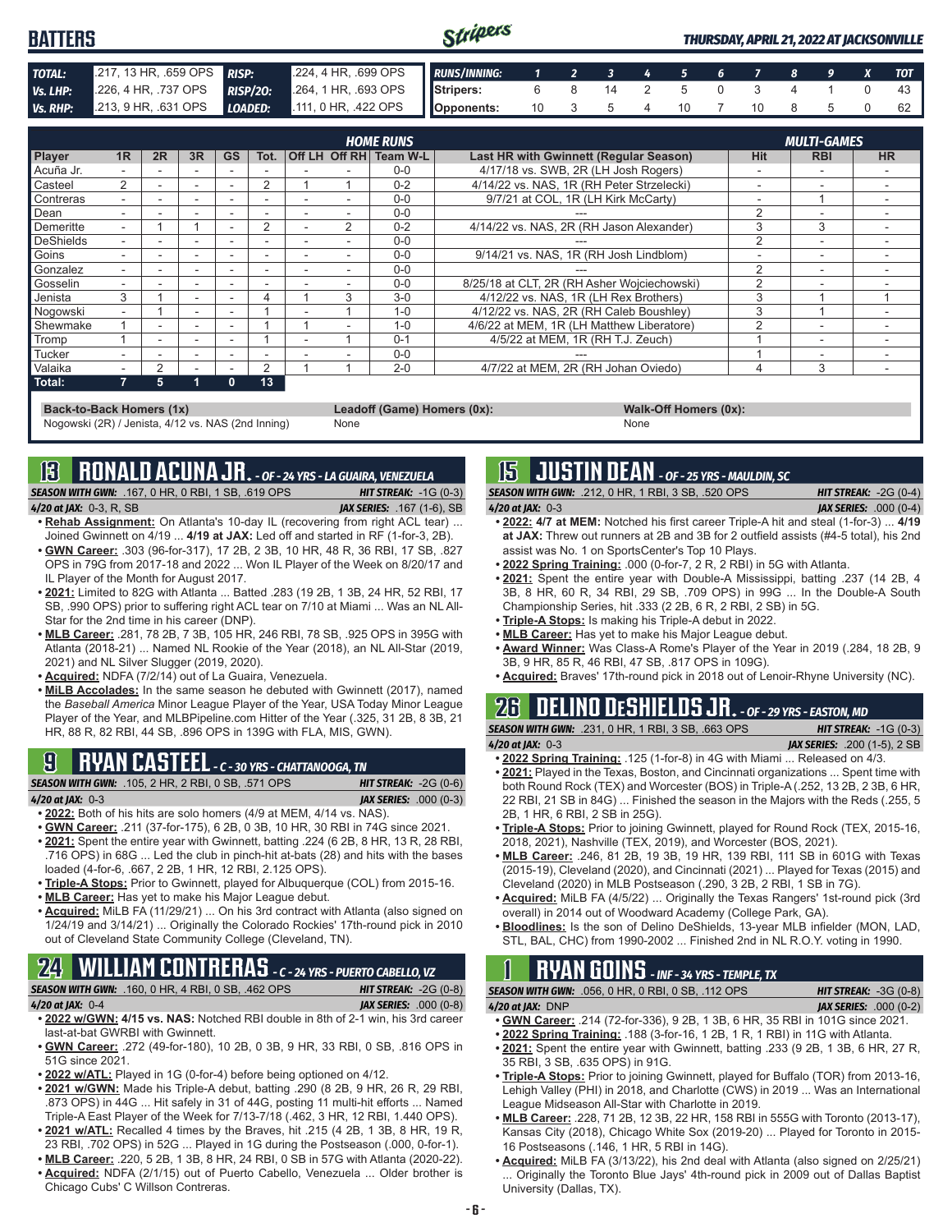# BATTERS

*THURSDAY, APRIL 21, 2022 AT JACKSONVILLE*

| | | | |
|---|---|---|---|
| **TOTAL:** | .217, 13 HR, .659 OPS | **RISP:** | .224, 4 HR, .699 OPS |
| **Vs. LHP:** | .226, 4 HR, .737 OPS | **RISP/2O:** | .264, 1 HR, .693 OPS |
| **Vs. RHP:** | .213, 9 HR, .631 OPS | **LOADED:** | .111, 0 HR, .422 OPS |

| RUNS/INNING: | 1 | 2 | 3 | 4 | 5 | 6 | 7 | 8 | 9 | X | TOT |
|---|---|---|---|---|---|---|---|---|---|---|---|
| Stripers: | 6 | 8 | 14 | 2 | 5 | 0 | 3 | 4 | 1 | 0 | 43 |
| Opponents: | 10 | 3 | 5 | 4 | 10 | 7 | 10 | 8 | 5 | 0 | 62 |

| Player | 1R | 2R | 3R | GS | Tot. | Off LH | Off RH | Team W-L | Last HR with Gwinnett (Regular Season) | Hit | RBI | HR |
|---|---|---|---|---|---|---|---|---|---|---|---|---|
| | | | | | **HOME RUNS** | | | | | **MULTI-GAMES** | | |
| Acuña Jr. | - | - | - | - | - | - | - | 0-0 | 4/17/18 vs. SWB, 2R (LH Josh Rogers) | - | - | - |
| Casteel | 2 | - | - | - | 2 | 1 | 1 | 0-2 | 4/14/22 vs. NAS, 1R (RH Peter Strzelecki) | - | - | - |
| Contreras | - | - | - | - | - | - | - | 0-0 | 9/7/21 at COL, 1R (LH Kirk McCarty) | - | 1 | - |
| Dean | - | - | - | - | - | - | - | 0-0 | --- | 2 | - | - |
| Demeritte | - | 1 | 1 | - | 2 | - | 2 | 0-2 | 4/14/22 vs. NAS, 2R (RH Jason Alexander) | 3 | 3 | - |
| DeShields | - | - | - | - | - | - | - | 0-0 | --- | 2 | - | - |
| Goins | - | - | - | - | - | - | - | 0-0 | 9/14/21 vs. NAS, 1R (RH Josh Lindblom) | - | - | - |
| Gonzalez | - | - | - | - | - | - | - | 0-0 | --- | 2 | - | - |
| Gosselin | - | - | - | - | - | - | - | 0-0 | 8/25/18 at CLT, 2R (RH Asher Wojciechowski) | 2 | - | - |
| Jenista | 3 | 1 | - | - | 4 | 1 | 3 | 3-0 | 4/12/22 vs. NAS, 1R (LH Rex Brothers) | 3 | 1 | 1 |
| Nogowski | - | 1 | - | - | 1 | - | 1 | 1-0 | 4/12/22 vs. NAS, 2R (RH Caleb Boushley) | 3 | 1 | - |
| Shewmake | 1 | - | - | - | 1 | 1 | - | 1-0 | 4/6/22 at MEM, 1R (LH Matthew Liberatore) | 2 | - | - |
| Tromp | 1 | - | - | - | 1 | - | 1 | 0-1 | 4/5/22 at MEM, 1R (RH T.J. Zeuch) | 1 | - | - |
| Tucker | - | - | - | - | - | - | - | 0-0 | --- | 1 | - | - |
| Valaika | - | 2 | - | - | 2 | 1 | 1 | 2-0 | 4/7/22 at MEM, 2R (RH Johan Oviedo) | 4 | 3 | - |
| **Total:** | 7 | 5 | 1 | 0 | 13 | | | | | | | |

**Back-to-Back Homers (1x)**
Nogowski (2R) / Jenista, 4/12 vs. NAS (2nd Inning)

**Leadoff (Game) Homers (0x):**
None

**Walk-Off Homers (0x):**
None

## 13 RONALD ACUNA JR. - OF - 24 YRS - LA GUAIRA, VENEZUELA

*SEASON WITH GWN:* .167, 0 HR, 0 RBI, 1 SB, .619 OPS — *HIT STREAK:* -1G (0-3)
*4/20 at JAX:* 0-3, R, SB — *JAX SERIES:* .167 (1-6), SB

- **Rehab Assignment:** On Atlanta's 10-day IL (recovering from right ACL tear) ... Joined Gwinnett on 4/19 ... **4/19 at JAX:** Led off and started in RF (1-for-3, 2B).
- **GWN Career:** .303 (96-for-317), 17 2B, 2 3B, 10 HR, 48 R, 36 RBI, 17 SB, .827 OPS in 79G from 2017-18 and 2022 ... Won IL Player of the Week on 8/20/17 and IL Player of the Month for August 2017.
- **2021:** Limited to 82G with Atlanta ... Batted .283 (19 2B, 1 3B, 24 HR, 52 RBI, 17 SB, .990 OPS) prior to suffering right ACL tear on 7/10 at Miami ... Was an NL All-Star for the 2nd time in his career (DNP).
- **MLB Career:** .281, 78 2B, 7 3B, 105 HR, 246 RBI, 78 SB, .925 OPS in 395G with Atlanta (2018-21) ... Named NL Rookie of the Year (2018), an NL All-Star (2019, 2021) and NL Silver Slugger (2019, 2020).
- **Acquired:** NDFA (7/2/14) out of La Guaira, Venezuela.
- **MiLB Accolades:** In the same season he debuted with Gwinnett (2017), named the *Baseball America* Minor League Player of the Year, USA Today Minor League Player of the Year, and MLBPipeline.com Hitter of the Year (.325, 31 2B, 8 3B, 21 HR, 88 R, 82 RBI, 44 SB, .896 OPS in 139G with FLA, MIS, GWN).

## 9 RYAN CASTEEL - C - 30 YRS - CHATTANOOGA, TN

*SEASON WITH GWN:* .105, 2 HR, 2 RBI, 0 SB, .571 OPS — *HIT STREAK:* -2G (0-6)
*4/20 at JAX:* 0-3 — *JAX SERIES:* .000 (0-3)

- **2022:** Both of his hits are solo homers (4/9 at MEM, 4/14 vs. NAS).
- **GWN Career:** .211 (37-for-175), 6 2B, 0 3B, 10 HR, 30 RBI in 74G since 2021.
- **2021:** Spent the entire year with Gwinnett, batting .224 (6 2B, 8 HR, 13 R, 28 RBI, .716 OPS) in 68G ... Led the club in pinch-hit at-bats (28) and hits with the bases loaded (4-for-6, .667, 2 2B, 1 HR, 12 RBI, 2.125 OPS).
- **Triple-A Stops:** Prior to Gwinnett, played for Albuquerque (COL) from 2015-16.
- **MLB Career:** Has yet to make his Major League debut.
- **Acquired:** MiLB FA (11/29/21) ... On his 3rd contract with Atlanta (also signed on 1/24/19 and 3/14/21) ... Originally the Colorado Rockies' 17th-round pick in 2010 out of Cleveland State Community College (Cleveland, TN).

## 24 WILLIAM CONTRERAS - C - 24 YRS - PUERTO CABELLO, VZ

*SEASON WITH GWN:* .160, 0 HR, 4 RBI, 0 SB, .462 OPS — *HIT STREAK:* -2G (0-8)
*4/20 at JAX:* 0-4 — *JAX SERIES:* .000 (0-8)

- **2022 w/GWN: 4/15 vs. NAS:** Notched RBI double in 8th of 2-1 win, his 3rd career last-at-bat GWRBI with Gwinnett.
- **GWN Career:** .272 (49-for-180), 10 2B, 0 3B, 9 HR, 33 RBI, 0 SB, .816 OPS in 51G since 2021.
- **2022 w/ATL:** Played in 1G (0-for-4) before being optioned on 4/12.
- **2021 w/GWN:** Made his Triple-A debut, batting .290 (8 2B, 9 HR, 26 R, 29 RBI, .873 OPS) in 44G ... Hit safely in 31 of 44G, posting 11 multi-hit efforts ... Named Triple-A East Player of the Week for 7/13-7/18 (.462, 3 HR, 12 RBI, 1.440 OPS).
- **2021 w/ATL:** Recalled 4 times by the Braves, hit .215 (4 2B, 1 3B, 8 HR, 19 R, 23 RBI, .702 OPS) in 52G ... Played in 1G during the Postseason (.000, 0-for-1).
- **MLB Career:** .220, 5 2B, 1 3B, 8 HR, 24 RBI, 0 SB in 57G with Atlanta (2020-22).
- **Acquired:** NDFA (2/1/15) out of Puerto Cabello, Venezuela ... Older brother is Chicago Cubs' C Willson Contreras.

## 15 JUSTIN DEAN - OF - 25 YRS - MAULDIN, SC

*SEASON WITH GWN:* .212, 0 HR, 1 RBI, 3 SB, .520 OPS — *HIT STREAK:* -2G (0-4)
*4/20 at JAX:* 0-3 — *JAX SERIES:* .000 (0-4)

- **2022: 4/7 at MEM:** Notched his first career Triple-A hit and steal (1-for-3) ... **4/19 at JAX:** Threw out runners at 2B and 3B for 2 outfield assists (#4-5 total), his 2nd assist was No. 1 on SportsCenter's Top 10 Plays.
- **2022 Spring Training:** .000 (0-for-7, 2 R, 2 RBI) in 5G with Atlanta.
- **2021:** Spent the entire year with Double-A Mississippi, batting .237 (14 2B, 4 3B, 8 HR, 60 R, 34 RBI, 29 SB, .709 OPS) in 99G ... In the Double-A South Championship Series, hit .333 (2 2B, 6 R, 2 RBI, 2 SB) in 5G.
- **Triple-A Stops:** Is making his Triple-A debut in 2022.
- **MLB Career:** Has yet to make his Major League debut.
- **Award Winner:** Was Class-A Rome's Player of the Year in 2019 (.284, 18 2B, 9 3B, 9 HR, 85 R, 46 RBI, 47 SB, .817 OPS in 109G).
- **Acquired:** Braves' 17th-round pick in 2018 out of Lenoir-Rhyne University (NC).

## 26 DELINO DESHIELDS JR. - OF - 29 YRS - EASTON, MD

*SEASON WITH GWN:* .231, 0 HR, 1 RBI, 3 SB, .663 OPS — *HIT STREAK:* -1G (0-3)
*4/20 at JAX:* 0-3 — *JAX SERIES:* .200 (1-5), 2 SB

- **2022 Spring Training:** .125 (1-for-8) in 4G with Miami ... Released on 4/3.
- **2021:** Played in the Texas, Boston, and Cincinnati organizations ... Spent time with both Round Rock (TEX) and Worcester (BOS) in Triple-A (.252, 13 2B, 2 3B, 6 HR, 22 RBI, 21 SB in 84G) ... Finished the season in the Majors with the Reds (.255, 5 2B, 1 HR, 6 RBI, 2 SB in 25G).
- **Triple-A Stops:** Prior to joining Gwinnett, played for Round Rock (TEX, 2015-16, 2018, 2021), Nashville (TEX, 2019), and Worcester (BOS, 2021).
- **MLB Career:** .246, 81 2B, 19 3B, 19 HR, 139 RBI, 111 SB in 601G with Texas (2015-19), Cleveland (2020), and Cincinnati (2021) ... Played for Texas (2015) and Cleveland (2020) in MLB Postseason (.290, 3 2B, 2 RBI, 1 SB in 7G).
- **Acquired:** MiLB FA (4/5/22) ... Originally the Texas Rangers' 1st-round pick (3rd overall) in 2014 out of Woodward Academy (College Park, GA).
- **Bloodlines:** Is the son of Delino DeShields, 13-year MLB infielder (MON, LAD, STL, BAL, CHC) from 1990-2002 ... Finished 2nd in NL R.O.Y. voting in 1990.

## 1 RYAN GOINS - INF - 34 YRS - TEMPLE, TX

*SEASON WITH GWN:* .056, 0 HR, 0 RBI, 0 SB, .112 OPS — *HIT STREAK:* -3G (0-8)
*4/20 at JAX:* DNP — *JAX SERIES:* .000 (0-2)

- **GWN Career:** .214 (72-for-336), 9 2B, 1 3B, 6 HR, 35 RBI in 101G since 2021.
- **2022 Spring Training:** .188 (3-for-16, 1 2B, 1 R, 1 RBI) in 11G with Atlanta.
- **2021:** Spent the entire year with Gwinnett, batting .233 (9 2B, 1 3B, 6 HR, 27 R, 35 RBI, 3 SB, .635 OPS) in 91G.
- **Triple-A Stops:** Prior to joining Gwinnett, played for Buffalo (TOR) from 2013-16, Lehigh Valley (PHI) in 2018, and Charlotte (CWS) in 2019 ... Was an International League Midseason All-Star with Charlotte in 2019.
- **MLB Career:** .228, 71 2B, 12 3B, 22 HR, 158 RBI in 555G with Toronto (2013-17), Kansas City (2018), Chicago White Sox (2019-20) ... Played for Toronto in 2015-16 Postseasons (.146, 1 HR, 5 RBI in 14G).
- **Acquired:** MiLB FA (3/13/22), his 2nd deal with Atlanta (also signed on 2/25/21) ... Originally the Toronto Blue Jays' 4th-round pick in 2009 out of Dallas Baptist University (Dallas, TX).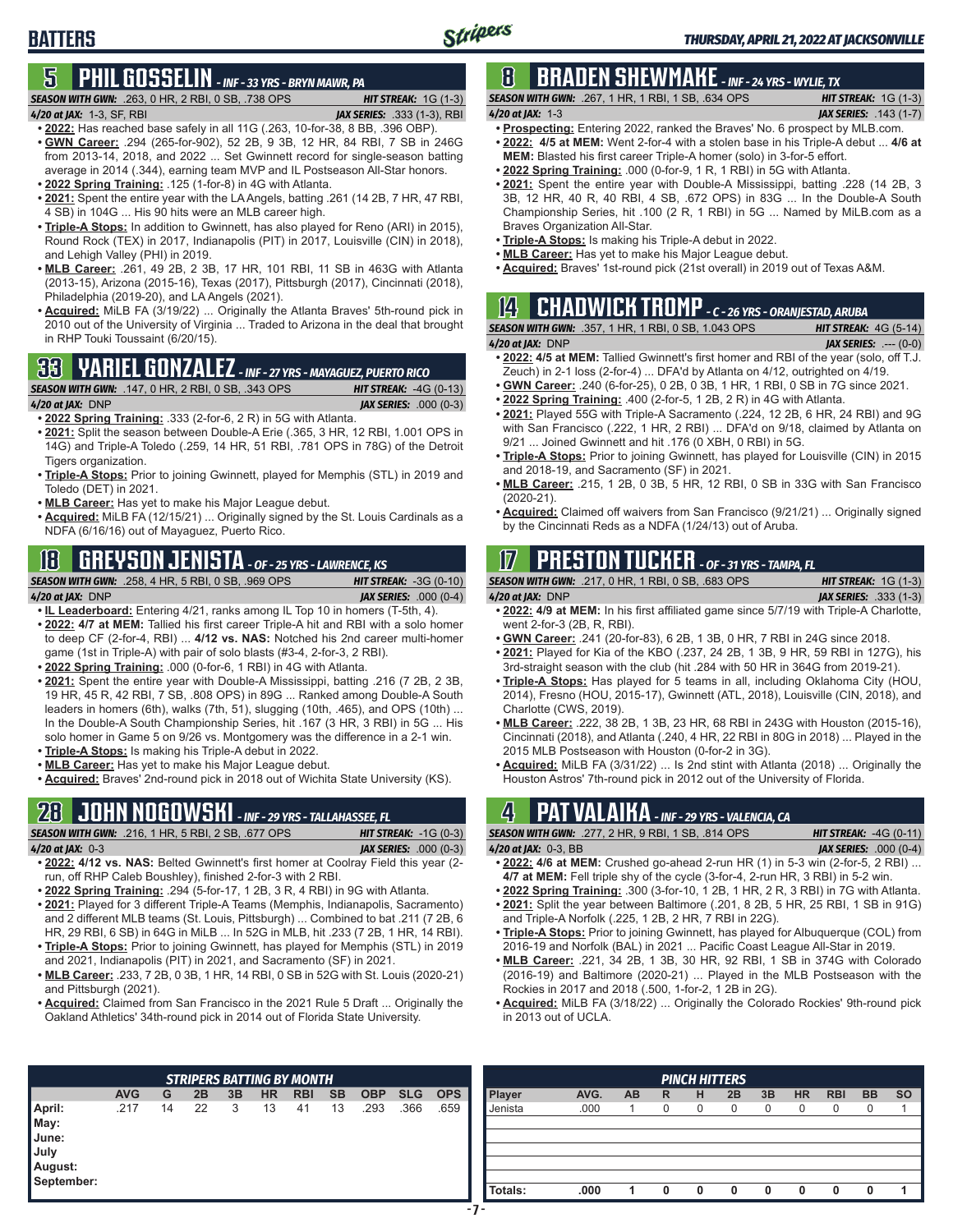# BATTERS

## 5 PHIL GOSSELIN - INF - 33 YRS - BRYN MAWR, PA

**SEASON WITH GWN:** .263, 0 HR, 2 RBI, 0 SB, .738 OPS **HIT STREAK:** 1G (1-3)
**4/20 at JAX:** 1-3, SF, RBI **JAX SERIES:** .333 (1-3), RBI

- **2022:** Has reached base safely in all 11G (.263, 10-for-38, 8 BB, .396 OBP).
- **GWN Career:** .294 (265-for-902), 52 2B, 9 3B, 12 HR, 84 RBI, 7 SB in 246G from 2013-14, 2018, and 2022 ... Set Gwinnett record for single-season batting average in 2014 (.344), earning team MVP and IL Postseason All-Star honors.
- **2022 Spring Training:** .125 (1-for-8) in 4G with Atlanta.
- **2021:** Spent the entire year with the LA Angels, batting .261 (14 2B, 7 HR, 47 RBI, 4 SB) in 104G ... His 90 hits were an MLB career high.
- **Triple-A Stops:** In addition to Gwinnett, has also played for Reno (ARI) in 2015), Round Rock (TEX) in 2017, Indianapolis (PIT) in 2017, Louisville (CIN) in 2018), and Lehigh Valley (PHI) in 2019.
- **MLB Career:** .261, 49 2B, 2 3B, 17 HR, 101 RBI, 11 SB in 463G with Atlanta (2013-15), Arizona (2015-16), Texas (2017), Pittsburgh (2017), Cincinnati (2018), Philadelphia (2019-20), and LA Angels (2021).
- **Acquired:** MiLB FA (3/19/22) ... Originally the Atlanta Braves' 5th-round pick in 2010 out of the University of Virginia ... Traded to Arizona in the deal that brought in RHP Touki Toussaint (6/20/15).

## 33 YARIEL GONZALEZ - INF - 27 YRS - MAYAGUEZ, PUERTO RICO

**SEASON WITH GWN:** .147, 0 HR, 2 RBI, 0 SB, .343 OPS **HIT STREAK:** -4G (0-13)
**4/20 at JAX:** DNP **JAX SERIES:** .000 (0-3)

- **2022 Spring Training:** .333 (2-for-6, 2 R) in 5G with Atlanta.
- **2021:** Split the season between Double-A Erie (.365, 3 HR, 12 RBI, 1.001 OPS in 14G) and Triple-A Toledo (.259, 14 HR, 51 RBI, .781 OPS in 78G) of the Detroit Tigers organization.
- **Triple-A Stops:** Prior to joining Gwinnett, played for Memphis (STL) in 2019 and Toledo (DET) in 2021.
- **MLB Career:** Has yet to make his Major League debut.
- **Acquired:** MiLB FA (12/15/21) ... Originally signed by the St. Louis Cardinals as a NDFA (6/16/16) out of Mayaguez, Puerto Rico.

## 18 GREYSON JENISTA - OF - 25 YRS - LAWRENCE, KS

**SEASON WITH GWN:** .258, 4 HR, 5 RBI, 0 SB, .969 OPS **HIT STREAK:** -3G (0-10)
**4/20 at JAX:** DNP **JAX SERIES:** .000 (0-4)

- **IL Leaderboard:** Entering 4/21, ranks among IL Top 10 in homers (T-5th, 4).
- **2022:** **4/7 at MEM:** Tallied his first career Triple-A hit and RBI with a solo homer to deep CF (2-for-4, RBI) ... **4/12 vs. NAS:** Notched his 2nd career multi-homer game (1st in Triple-A) with pair of solo blasts (#3-4, 2-for-3, 2 RBI).
- **2022 Spring Training:** .000 (0-for-6, 1 RBI) in 4G with Atlanta.
- **2021:** Spent the entire year with Double-A Mississippi, batting .216 (7 2B, 2 3B, 19 HR, 45 R, 42 RBI, 7 SB, .808 OPS) in 89G ... Ranked among Double-A South leaders in homers (6th), walks (7th, 51), slugging (10th, .465), and OPS (10th) ... In the Double-A South Championship Series, hit .167 (3 HR, 3 RBI) in 5G ... His solo homer in Game 5 on 9/26 vs. Montgomery was the difference in a 2-1 win.
- **Triple-A Stops:** Is making his Triple-A debut in 2022.
- **MLB Career:** Has yet to make his Major League debut.
- **Acquired:** Braves' 2nd-round pick in 2018 out of Wichita State University (KS).

## 28 JOHN NOGOWSKI - INF - 29 YRS - TALLAHASSEE, FL

**SEASON WITH GWN:** .216, 1 HR, 5 RBI, 2 SB, .677 OPS **HIT STREAK:** -1G (0-3)
**4/20 at JAX:** 0-3 **JAX SERIES:** .000 (0-3)

- **2022:** **4/12 vs. NAS:** Belted Gwinnett's first homer at Coolray Field this year (2-run, off RHP Caleb Boushley), finished 2-for-3 with 2 RBI.
- **2022 Spring Training:** .294 (5-for-17, 1 2B, 3 R, 4 RBI) in 9G with Atlanta.
- **2021:** Played for 3 different Triple-A Teams (Memphis, Indianapolis, Sacramento) and 2 different MLB teams (St. Louis, Pittsburgh) ... Combined to bat .211 (7 2B, 6 HR, 29 RBI, 6 SB) in 64G in MiLB ... In 52G in MLB, hit .233 (7 2B, 1 HR, 14 RBI).
- **Triple-A Stops:** Prior to joining Gwinnett, has played for Memphis (STL) in 2019 and 2021, Indianapolis (PIT) in 2021, and Sacramento (SF) in 2021.
- **MLB Career:** .233, 7 2B, 0 3B, 1 HR, 14 RBI, 0 SB in 52G with St. Louis (2020-21) and Pittsburgh (2021).
- **Acquired:** Claimed from San Francisco in the 2021 Rule 5 Draft ... Originally the Oakland Athletics' 34th-round pick in 2014 out of Florida State University.

## 8 BRADEN SHEWMAKE - INF - 24 YRS - WYLIE, TX

**SEASON WITH GWN:** .267, 1 HR, 1 RBI, 1 SB, .634 OPS **HIT STREAK:** 1G (1-3)
**4/20 at JAX:** 1-3 **JAX SERIES:** .143 (1-7)

- **Prospecting:** Entering 2022, ranked the Braves' No. 6 prospect by MLB.com.
- **2022:** **4/5 at MEM:** Went 2-for-4 with a stolen base in his Triple-A debut ... **4/6 at MEM:** Blasted his first career Triple-A homer (solo) in 3-for-5 effort.
- **2022 Spring Training:** .000 (0-for-9, 1 R, 1 RBI) in 5G with Atlanta.
- **2021:** Spent the entire year with Double-A Mississippi, batting .228 (14 2B, 3 3B, 12 HR, 40 R, 40 RBI, 4 SB, .672 OPS) in 83G ... In the Double-A South Championship Series, hit .100 (2 R, 1 RBI) in 5G ... Named by MiLB.com as a Braves Organization All-Star.
- **Triple-A Stops:** Is making his Triple-A debut in 2022.
- **MLB Career:** Has yet to make his Major League debut.
- **Acquired:** Braves' 1st-round pick (21st overall) in 2019 out of Texas A&M.

## 14 CHADWICK TROMP - C - 26 YRS - ORANJESTAD, ARUBA

**SEASON WITH GWN:** .357, 1 HR, 1 RBI, 0 SB, 1.043 OPS **HIT STREAK:** 4G (5-14)
**4/20 at JAX:** DNP **JAX SERIES:** .--- (0-0)

- **2022:** **4/5 at MEM:** Tallied Gwinnett's first homer and RBI of the year (solo, off T.J. Zeuch) in 2-1 loss (2-for-4) ... DFA'd by Atlanta on 4/12, outrighted on 4/19.
- **GWN Career:** .240 (6-for-25), 0 2B, 0 3B, 1 HR, 1 RBI, 0 SB in 7G since 2021.
- **2022 Spring Training:** .400 (2-for-5, 1 2B, 2 R) in 4G with Atlanta.
- **2021:** Played 55G with Triple-A Sacramento (.224, 12 2B, 6 HR, 24 RBI) and 9G with San Francisco (.222, 1 HR, 2 RBI) ... DFA'd on 9/18, claimed by Atlanta on 9/21 ... Joined Gwinnett and hit .176 (0 XBH, 0 RBI) in 5G.
- **Triple-A Stops:** Prior to joining Gwinnett, has played for Louisville (CIN) in 2015 and 2018-19, and Sacramento (SF) in 2021.
- **MLB Career:** .215, 1 2B, 0 3B, 5 HR, 12 RBI, 0 SB in 33G with San Francisco (2020-21).
- **Acquired:** Claimed off waivers from San Francisco (9/21/21) ... Originally signed by the Cincinnati Reds as a NDFA (1/24/13) out of Aruba.

## 17 PRESTON TUCKER - OF - 31 YRS - TAMPA, FL

**SEASON WITH GWN:** .217, 0 HR, 1 RBI, 0 SB, .683 OPS **HIT STREAK:** 1G (1-3)
**4/20 at JAX:** DNP **JAX SERIES:** .333 (1-3)

- **2022:** **4/9 at MEM:** In his first affiliated game since 5/7/19 with Triple-A Charlotte, went 2-for-3 (2B, R, RBI).
- **GWN Career:** .241 (20-for-83), 6 2B, 1 3B, 0 HR, 7 RBI in 24G since 2018.
- **2021:** Played for Kia of the KBO (.237, 24 2B, 1 3B, 9 HR, 59 RBI in 127G), his 3rd-straight season with the club (hit .284 with 50 HR in 364G from 2019-21).
- **Triple-A Stops:** Has played for 5 teams in all, including Oklahoma City (HOU, 2014), Fresno (HOU, 2015-17), Gwinnett (ATL, 2018), Louisville (CIN, 2018), and Charlotte (CWS, 2019).
- **MLB Career:** .222, 38 2B, 1 3B, 23 HR, 68 RBI in 243G with Houston (2015-16), Cincinnati (2018), and Atlanta (.240, 4 HR, 22 RBI in 80G in 2018) ... Played in the 2015 MLB Postseason with Houston (0-for-2 in 3G).
- **Acquired:** MiLB FA (3/31/22) ... Is 2nd stint with Atlanta (2018) ... Originally the Houston Astros' 7th-round pick in 2012 out of the University of Florida.

## 4 PAT VALAIKA - INF - 29 YRS - VALENCIA, CA

**SEASON WITH GWN:** .277, 2 HR, 9 RBI, 1 SB, .814 OPS **HIT STREAK:** -4G (0-11)
**4/20 at JAX:** 0-3, BB **JAX SERIES:** .000 (0-4)

- **2022:** **4/6 at MEM:** Crushed go-ahead 2-run HR (1) in 5-3 win (2-for-5, 2 RBI) ... **4/7 at MEM:** Fell triple shy of the cycle (3-for-4, 2-run HR, 3 RBI) in 5-2 win.
- **2022 Spring Training:** .300 (3-for-10, 1 2B, 1 HR, 2 R, 3 RBI) in 7G with Atlanta.
- **2021:** Split the year between Baltimore (.201, 8 2B, 5 HR, 25 RBI, 1 SB in 91G) and Triple-A Norfolk (.225, 1 2B, 2 HR, 7 RBI in 22G).
- **Triple-A Stops:** Prior to joining Gwinnett, has played for Albuquerque (COL) from 2016-19 and Norfolk (BAL) in 2021 ... Pacific Coast League All-Star in 2019.
- **MLB Career:** .221, 34 2B, 1 3B, 30 HR, 92 RBI, 1 SB in 374G with Colorado (2016-19) and Baltimore (2020-21) ... Played in the MLB Postseason with the Rockies in 2017 and 2018 (.500, 1-for-2, 1 2B in 2G).
- **Acquired:** MiLB FA (3/18/22) ... Originally the Colorado Rockies' 9th-round pick in 2013 out of UCLA.

### STRIPERS BATTING BY MONTH

| | AVG | G | 2B | 3B | HR | RBI | SB | OBP | SLG | OPS |
|---|---|---|---|---|---|---|---|---|---|---|
| April: | .217 | 14 | 22 | 3 | 13 | 41 | 13 | .293 | .366 | .659 |
| May: | | | | | | | | | | |
| June: | | | | | | | | | | |
| July | | | | | | | | | | |
| August: | | | | | | | | | | |
| September: | | | | | | | | | | |

### PINCH HITTERS

| Player | AVG. | AB | R | H | 2B | 3B | HR | RBI | BB | SO |
|---|---|---|---|---|---|---|---|---|---|---|
| Jenista | .000 | 1 | 0 | 0 | 0 | 0 | 0 | 0 | 0 | 1 |
| | | | | | | | | | | |
| | | | | | | | | | | |
| | | | | | | | | | | |
| | | | | | | | | | | |
| | | | | | | | | | | |
| **Totals:** | **.000** | **1** | **0** | **0** | **0** | **0** | **0** | **0** | **0** | **1** |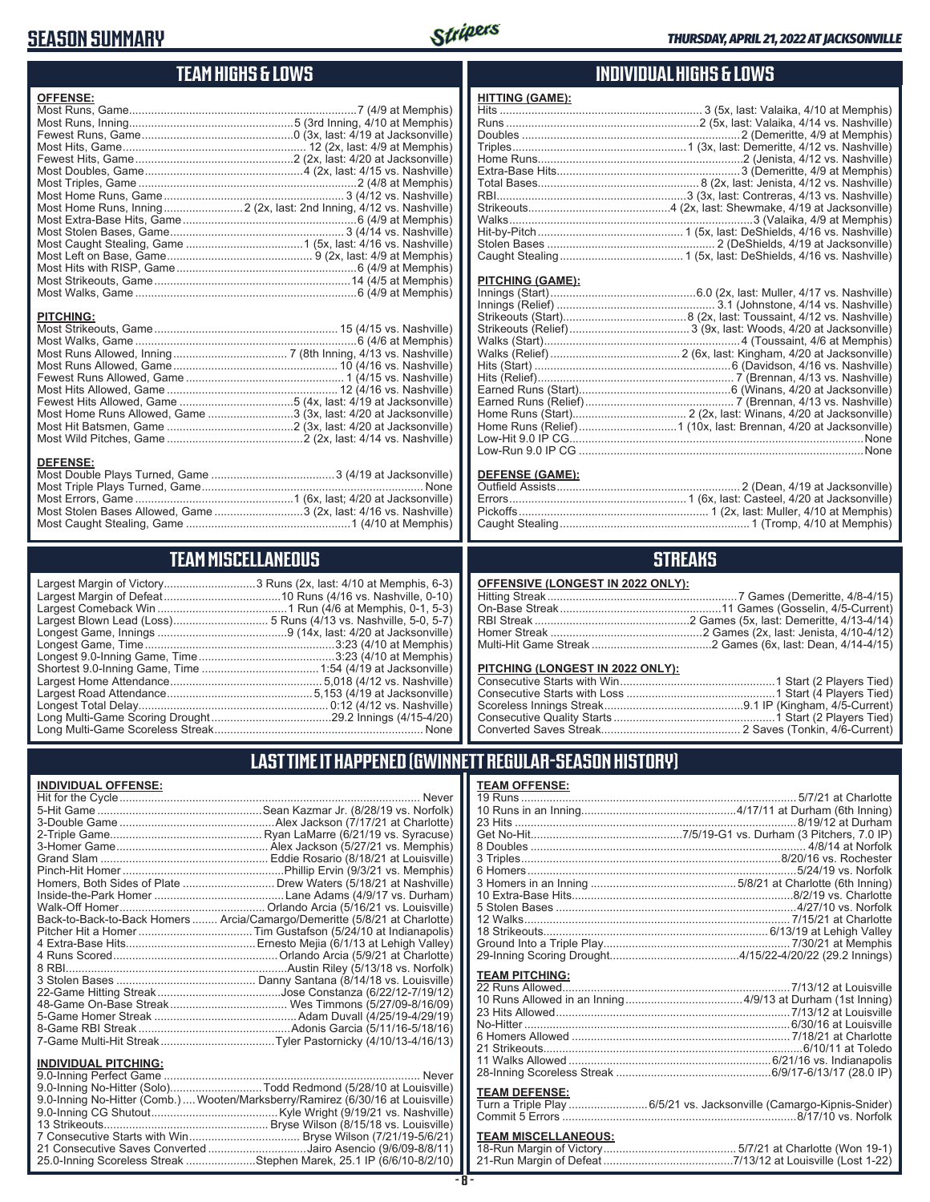# SEASON SUMMARY

THURSDAY, APRIL 21, 2022 AT JACKSONVILLE

## TEAM HIGHS & LOWS

**OFFENSE:**

| | |
|---|---|
| Most Runs, Game | 7 (4/9 at Memphis) |
| Most Runs, Inning | 5 (3rd Inning, 4/10 at Memphis) |
| Fewest Runs, Game | 0 (3x, last: 4/19 at Jacksonville) |
| Most Hits, Game | 12 (2x, last: 4/9 at Memphis) |
| Fewest Hits, Game | 2 (2x, last: 4/20 at Jacksonville) |
| Most Doubles, Game | 4 (2x, last: 4/15 vs. Nashville) |
| Most Triples, Game | 2 (4/8 at Memphis) |
| Most Home Runs, Game | 3 (4/12 vs. Nashville) |
| Most Home Runs, Inning | 2 (2x, last: 2nd Inning, 4/12 vs. Nashville) |
| Most Extra-Base Hits, Game | 6 (4/9 at Memphis) |
| Most Stolen Bases, Game | 3 (4/14 vs. Nashville) |
| Most Caught Stealing, Game | 1 (5x, last: 4/16 vs. Nashville) |
| Most Left on Base, Game | 9 (2x, last: 4/9 at Memphis) |
| Most Hits with RISP, Game | 6 (4/9 at Memphis) |
| Most Strikeouts, Game | 14 (4/5 at Memphis) |
| Most Walks, Game | 6 (4/9 at Memphis) |

**PITCHING:**

| | |
|---|---|
| Most Strikeouts, Game | 15 (4/15 vs. Nashville) |
| Most Walks, Game | 6 (4/6 at Memphis) |
| Most Runs Allowed, Inning | 7 (8th Inning, 4/13 vs. Nashville) |
| Most Runs Allowed, Game | 10 (4/16 vs. Nashville) |
| Fewest Runs Allowed, Game | 1 (4/15 vs. Nashville) |
| Most Hits Allowed, Game | 12 (4/16 vs. Nashville) |
| Fewest Hits Allowed, Game | 5 (4x, last: 4/19 at Jacksonville) |
| Most Home Runs Allowed, Game | 3 (3x, last: 4/20 at Jacksonville) |
| Most Hit Batsmen, Game | 2 (3x, last: 4/20 at Jacksonville) |
| Most Wild Pitches, Game | 2 (2x, last: 4/14 vs. Nashville) |

**DEFENSE:**

| | |
|---|---|
| Most Double Plays Turned, Game | 3 (4/19 at Jacksonville) |
| Most Triple Plays Turned, Game | None |
| Most Errors, Game | 1 (6x, last: 4/20 at Jacksonville) |
| Most Stolen Bases Allowed, Game | 3 (2x, last: 4/16 vs. Nashville) |
| Most Caught Stealing, Game | 1 (4/10 at Memphis) |

## INDIVIDUAL HIGHS & LOWS

**HITTING (GAME):**

| | |
|---|---|
| Hits | 3 (5x, last: Valaika, 4/10 at Memphis) |
| Runs | 2 (5x, last: Valaika, 4/14 vs. Nashville) |
| Doubles | 2 (Demeritte, 4/9 at Memphis) |
| Triples | 1 (3x, last: Demeritte, 4/12 vs. Nashville) |
| Home Runs | 2 (Jenista, 4/12 vs. Nashville) |
| Extra-Base Hits | 3 (Demeritte, 4/9 at Memphis) |
| Total Bases | 8 (2x, last: Jenista, 4/12 vs. Nashville) |
| RBI | 3 (3x, last: Contreras, 4/13 vs. Nashville) |
| Strikeouts | 4 (2x, last: Shewmake, 4/19 at Jacksonville) |
| Walks | 3 (Valaika, 4/9 at Memphis) |
| Hit-by-Pitch | 1 (5x, last: DeShields, 4/16 vs. Nashville) |
| Stolen Bases | 2 (DeShields, 4/19 at Jacksonville) |
| Caught Stealing | 1 (5x, last: DeShields, 4/16 vs. Nashville) |

**PITCHING (GAME):**

| | |
|---|---|
| Innings (Start) | 6.0 (2x, last: Muller, 4/17 vs. Nashville) |
| Innings (Relief) | 3.1 (Johnstone, 4/14 vs. Nashville) |
| Strikeouts (Start) | 8 (2x, last: Toussaint, 4/12 vs. Nashville) |
| Strikeouts (Relief) | 3 (9x, last: Woods, 4/20 at Jacksonville) |
| Walks (Start) | 4 (Toussaint, 4/6 at Memphis) |
| Walks (Relief) | 2 (6x, last: Kingham, 4/20 at Jacksonville) |
| Hits (Start) | 6 (Davidson, 4/16 vs. Nashville) |
| Hits (Relief) | 7 (Brennan, 4/13 vs. Nashville) |
| Earned Runs (Start) | 6 (Winans, 4/20 at Jacksonville) |
| Earned Runs (Relief) | 7 (Brennan, 4/13 vs. Nashville) |
| Home Runs (Start) | 2 (2x, last: Winans, 4/20 at Jacksonville) |
| Home Runs (Relief) | 1 (10x, last: Brennan, 4/20 at Jacksonville) |
| Low-Hit 9.0 IP CG | None |
| Low-Run 9.0 IP CG | None |

**DEFENSE (GAME):**

| | |
|---|---|
| Outfield Assists | 2 (Dean, 4/19 at Jacksonville) |
| Errors | 1 (6x, last: Casteel, 4/20 at Jacksonville) |
| Pickoffs | 1 (2x, last: Muller, 4/10 at Memphis) |
| Caught Stealing | 1 (Tromp, 4/10 at Memphis) |

## TEAM MISCELLANEOUS

| | |
|---|---|
| Largest Margin of Victory | 3 Runs (2x, last: 4/10 at Memphis, 6-3) |
| Largest Margin of Defeat | 10 Runs (4/16 vs. Nashville, 0-10) |
| Largest Comeback Win | 1 Run (4/6 at Memphis, 0-1, 5-3) |
| Largest Blown Lead (Loss) | 5 Runs (4/13 vs. Nashville, 5-0, 5-7) |
| Longest Game, Innings | 9 (14x, last: 4/20 at Jacksonville) |
| Longest Game, Time | 3:23 (4/10 at Memphis) |
| Longest 9.0-Inning Game, Time | 3:23 (4/10 at Memphis) |
| Shortest 9.0-Inning Game, Time | 1:54 (4/19 at Jacksonville) |
| Largest Home Attendance | 5,018 (4/12 vs. Nashville) |
| Largest Road Attendance | 5,153 (4/19 at Jacksonville) |
| Longest Total Delay | 0:12 (4/12 vs. Nashville) |
| Long Multi-Game Scoring Drought | 29.2 Innings (4/15-4/20) |
| Long Multi-Game Scoreless Streak | None |

## STREAKS

**OFFENSIVE (LONGEST IN 2022 ONLY):**

| | |
|---|---|
| Hitting Streak | 7 Games (Demeritte, 4/8-4/15) |
| On-Base Streak | 11 Games (Gosselin, 4/5-Current) |
| RBI Streak | 2 Games (5x, last: Demeritte, 4/13-4/14) |
| Homer Streak | 2 Games (2x, last: Jenista, 4/10-4/12) |
| Multi-Hit Game Streak | 2 Games (6x, last: Dean, 4/14-4/15) |

**PITCHING (LONGEST IN 2022 ONLY):**

| | |
|---|---|
| Consecutive Starts with Win | 1 Start (2 Players Tied) |
| Consecutive Starts with Loss | 1 Start (4 Players Tied) |
| Scoreless Innings Streak | 9.1 IP (Kingham, 4/5-Current) |
| Consecutive Quality Starts | 1 Start (2 Players Tied) |
| Converted Saves Streak | 2 Saves (Tonkin, 4/6-Current) |

## LAST TIME IT HAPPENED (GWINNETT REGULAR-SEASON HISTORY)

**INDIVIDUAL OFFENSE:**

| | |
|---|---|
| Hit for the Cycle | Never |
| 5-Hit Game | Sean Kazmar Jr. (8/28/19 vs. Norfolk) |
| 3-Double Game | Alex Jackson (7/17/21 at Charlotte) |
| 2-Triple Game | Ryan LaMarre (6/21/19 vs. Syracuse) |
| 3-Homer Game | Alex Jackson (5/27/21 vs. Memphis) |
| Grand Slam | Eddie Rosario (8/18/21 at Louisville) |
| Pinch-Hit Homer | Phillip Ervin (9/3/21 vs. Memphis) |
| Homers, Both Sides of Plate | Drew Waters (5/18/21 at Nashville) |
| Inside-the-Park Homer | Lane Adams (4/9/17 vs. Durham) |
| Walk-Off Homer | Orlando Arcia (5/16/21 vs. Louisville) |
| Back-to-Back-to-Back Homers | Arcia/Camargo/Demeritte (5/8/21 at Charlotte) |
| Pitcher Hit a Homer | Tim Gustafson (5/24/10 at Indianapolis) |
| 4 Extra-Base Hits | Ernesto Mejia (6/1/13 at Lehigh Valley) |
| 4 Runs Scored | Orlando Arcia (5/9/21 at Charlotte) |
| 8 RBI | Austin Riley (5/13/18 vs. Norfolk) |
| 3 Stolen Bases | Danny Santana (8/14/18 vs. Louisville) |
| 22-Game Hitting Streak | Jose Constanza (6/22/12-7/19/12) |
| 48-Game On-Base Streak | Wes Timmons (5/27/09-8/16/09) |
| 5-Game Homer Streak | Adam Duvall (4/25/19-4/29/19) |
| 8-Game RBI Streak | Adonis Garcia (5/11/16-5/18/16) |
| 7-Game Multi-Hit Streak | Tyler Pastornicky (4/10/13-4/16/13) |

**INDIVIDUAL PITCHING:**

| | |
|---|---|
| 9.0-Inning Perfect Game | Never |
| 9.0-Inning No-Hitter (Solo) | Todd Redmond (5/28/10 at Louisville) |
| 9.0-Inning No-Hitter (Comb.) | Wooten/Marksberry/Ramirez (6/30/16 at Louisville) |
| 9.0-Inning CG Shutout | Kyle Wright (9/19/21 vs. Nashville) |
| 13 Strikeouts | Bryse Wilson (8/15/18 vs. Louisville) |
| 7 Consecutive Starts with Win | Bryse Wilson (7/21/19-5/6/21) |
| 21 Consecutive Saves Converted | Jairo Asencio (9/6/09-8/8/11) |
| 25.0-Inning Scoreless Streak | Stephen Marek, 25.1 IP (6/6/10-8/2/10) |

**TEAM OFFENSE:**

| | |
|---|---|
| 19 Runs | 5/7/21 at Charlotte |
| 10 Runs in an Inning | 4/17/11 at Durham (6th Inning) |
| 23 Hits | 8/19/12 at Durham |
| Get No-Hit | 7/5/19-G1 vs. Durham (3 Pitchers, 7.0 IP) |
| 8 Doubles | 4/8/14 at Norfolk |
| 3 Triples | 8/20/16 vs. Rochester |
| 6 Homers | 5/24/19 vs. Norfolk |
| 3 Homers in an Inning | 5/8/21 at Charlotte (6th Inning) |
| 10 Extra-Base Hits | 8/2/19 vs. Charlotte |
| 5 Stolen Bases | 4/27/10 vs. Norfolk |
| 12 Walks | 7/15/21 at Charlotte |
| 18 Strikeouts | 6/13/19 at Lehigh Valley |
| Ground Into a Triple Play | 7/30/21 at Memphis |
| 29-Inning Scoring Drought | 4/15/22-4/20/22 (29.2 Innings) |

**TEAM PITCHING:**

| | |
|---|---|
| 22 Runs Allowed | 7/13/12 at Louisville |
| 10 Runs Allowed in an Inning | 4/9/13 at Durham (1st Inning) |
| 23 Hits Allowed | 7/13/12 at Louisville |
| No-Hitter | 6/30/16 at Louisville |
| 6 Homers Allowed | 7/18/21 at Charlotte |
| 21 Strikeouts | 6/10/11 at Toledo |
| 11 Walks Allowed | 6/21/16 vs. Indianapolis |
| 28-Inning Scoreless Streak | 6/9/17-6/13/17 (28.0 IP) |

**TEAM DEFENSE:**

| | |
|---|---|
| Turn a Triple Play | 6/5/21 vs. Jacksonville (Camargo-Kipnis-Snider) |
| Commit 5 Errors | 8/17/10 vs. Norfolk |

**TEAM MISCELLANEOUS:**

| | |
|---|---|
| 18-Run Margin of Victory | 5/7/21 at Charlotte (Won 19-1) |
| 21-Run Margin of Defeat | 7/13/12 at Louisville (Lost 1-22) |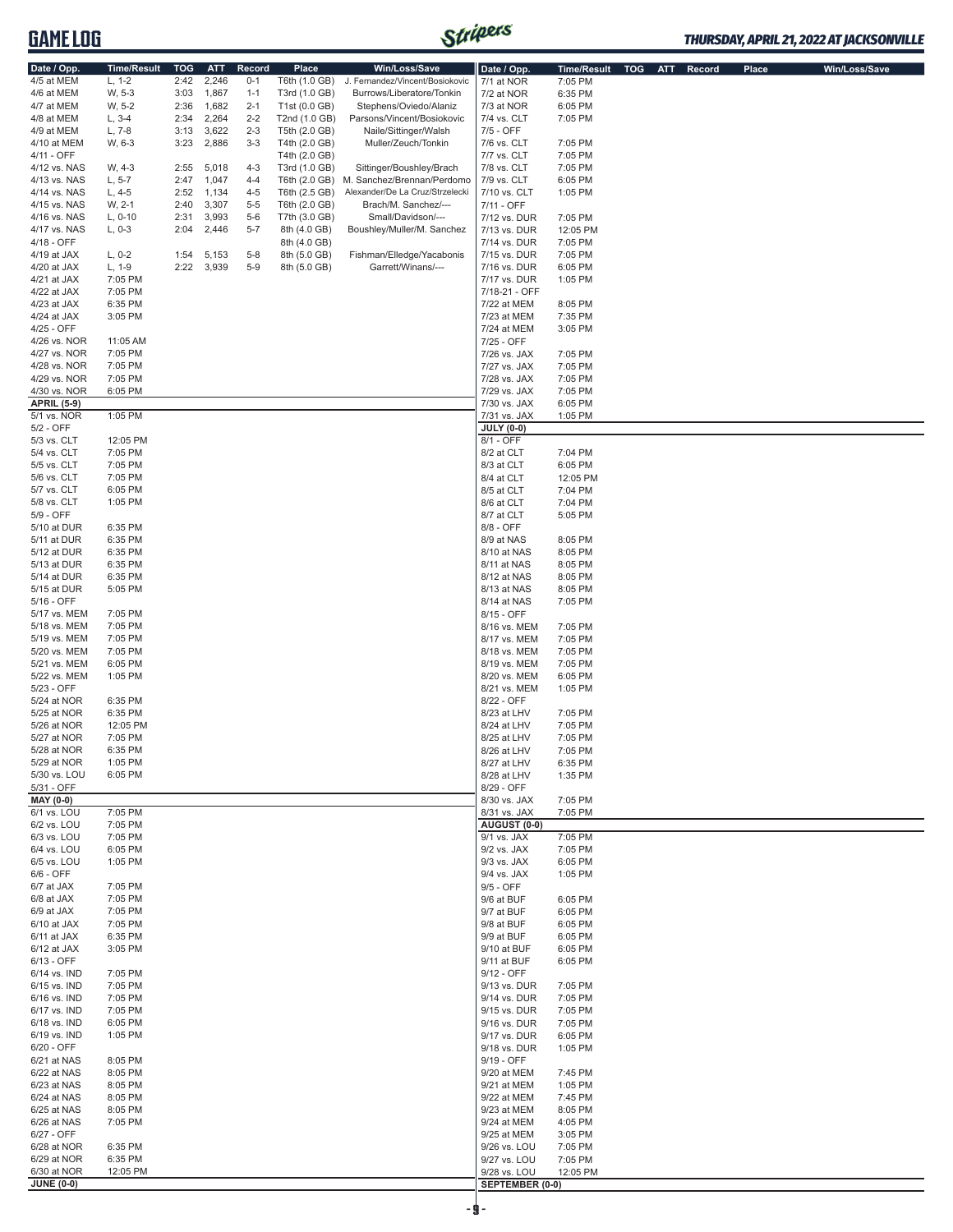# GAME LOG

*THURSDAY, APRIL 21, 2022 AT JACKSONVILLE*

| Date / Opp. | Time/Result | TOG | ATT | Record | Place | Win/Loss/Save |
|---|---|---|---|---|---|---|
| 4/5 at MEM | L, 1-2 | 2:42 | 2,246 | 0-1 | T6th (1.0 GB) | J. Fernandez/Vincent/Bosiokovic |
| 4/6 at MEM | W, 5-3 | 3:03 | 1,867 | 1-1 | T3rd (1.0 GB) | Burrows/Liberatore/Tonkin |
| 4/7 at MEM | W, 5-2 | 2:36 | 1,682 | 2-1 | T1st (0.0 GB) | Stephens/Oviedo/Alaniz |
| 4/8 at MEM | L, 3-4 | 2:34 | 2,264 | 2-2 | T2nd (1.0 GB) | Parsons/Vincent/Bosiokovic |
| 4/9 at MEM | L, 7-8 | 3:13 | 3,622 | 2-3 | T5th (2.0 GB) | Naile/Sittinger/Walsh |
| 4/10 at MEM | W, 6-3 | 3:23 | 2,886 | 3-3 | T4th (2.0 GB) | Muller/Zeuch/Tonkin |
| 4/11 - OFF | | | | | T4th (2.0 GB) | |
| 4/12 vs. NAS | W, 4-3 | 2:55 | 5,018 | 4-3 | T3rd (1.0 GB) | Sittinger/Boushley/Brach |
| 4/13 vs. NAS | L, 5-7 | 2:47 | 1,047 | 4-4 | T6th (2.0 GB) | M. Sanchez/Brennan/Perdomo |
| 4/14 vs. NAS | L, 4-5 | 2:52 | 1,134 | 4-5 | T6th (2.5 GB) | Alexander/De La Cruz/Strzelecki |
| 4/15 vs. NAS | W, 2-1 | 2:40 | 3,307 | 5-5 | T6th (2.0 GB) | Brach/M. Sanchez/--- |
| 4/16 vs. NAS | L, 0-10 | 2:31 | 3,993 | 5-6 | T7th (3.0 GB) | Small/Davidson/--- |
| 4/17 vs. NAS | L, 0-3 | 2:04 | 2,446 | 5-7 | 8th (4.0 GB) | Boushley/Muller/M. Sanchez |
| 4/18 - OFF | | | | | 8th (4.0 GB) | |
| 4/19 at JAX | L, 0-2 | 1:54 | 5,153 | 5-8 | 8th (5.0 GB) | Fishman/Elledge/Yacabonis |
| 4/20 at JAX | L, 1-9 | 2:22 | 3,939 | 5-9 | 8th (5.0 GB) | Garrett/Winans/--- |
| 4/21 at JAX | 7:05 PM | | | | | |
| 4/22 at JAX | 7:05 PM | | | | | |
| 4/23 at JAX | 6:35 PM | | | | | |
| 4/24 at JAX | 3:05 PM | | | | | |
| 4/25 - OFF | | | | | | |
| 4/26 vs. NOR | 11:05 AM | | | | | |
| 4/27 vs. NOR | 7:05 PM | | | | | |
| 4/28 vs. NOR | 7:05 PM | | | | | |
| 4/29 vs. NOR | 7:05 PM | | | | | |
| 4/30 vs. NOR | 6:05 PM | | | | | |
| **APRIL (5-9)** | | | | | | |
| 5/1 vs. NOR | 1:05 PM | | | | | |
| 5/2 - OFF | | | | | | |
| 5/3 vs. CLT | 12:05 PM | | | | | |
| 5/4 vs. CLT | 7:05 PM | | | | | |
| 5/5 vs. CLT | 7:05 PM | | | | | |
| 5/6 vs. CLT | 7:05 PM | | | | | |
| 5/7 vs. CLT | 6:05 PM | | | | | |
| 5/8 vs. CLT | 1:05 PM | | | | | |
| 5/9 - OFF | | | | | | |
| 5/10 at DUR | 6:35 PM | | | | | |
| 5/11 at DUR | 6:35 PM | | | | | |
| 5/12 at DUR | 6:35 PM | | | | | |
| 5/13 at DUR | 6:35 PM | | | | | |
| 5/14 at DUR | 6:35 PM | | | | | |
| 5/15 at DUR | 5:05 PM | | | | | |
| 5/16 - OFF | | | | | | |
| 5/17 vs. MEM | 7:05 PM | | | | | |
| 5/18 vs. MEM | 7:05 PM | | | | | |
| 5/19 vs. MEM | 7:05 PM | | | | | |
| 5/20 vs. MEM | 7:05 PM | | | | | |
| 5/21 vs. MEM | 6:05 PM | | | | | |
| 5/22 vs. MEM | 1:05 PM | | | | | |
| 5/23 - OFF | | | | | | |
| 5/24 at NOR | 6:35 PM | | | | | |
| 5/25 at NOR | 6:35 PM | | | | | |
| 5/26 at NOR | 12:05 PM | | | | | |
| 5/27 at NOR | 7:05 PM | | | | | |
| 5/28 at NOR | 6:35 PM | | | | | |
| 5/29 at NOR | 1:05 PM | | | | | |
| 5/30 vs. LOU | 6:05 PM | | | | | |
| 5/31 - OFF | | | | | | |
| **MAY (0-0)** | | | | | | |
| 6/1 vs. LOU | 7:05 PM | | | | | |
| 6/2 vs. LOU | 7:05 PM | | | | | |
| 6/3 vs. LOU | 7:05 PM | | | | | |
| 6/4 vs. LOU | 6:05 PM | | | | | |
| 6/5 vs. LOU | 1:05 PM | | | | | |
| 6/6 - OFF | | | | | | |
| 6/7 at JAX | 7:05 PM | | | | | |
| 6/8 at JAX | 7:05 PM | | | | | |
| 6/9 at JAX | 7:05 PM | | | | | |
| 6/10 at JAX | 7:05 PM | | | | | |
| 6/11 at JAX | 6:35 PM | | | | | |
| 6/12 at JAX | 3:05 PM | | | | | |
| 6/13 - OFF | | | | | | |
| 6/14 vs. IND | 7:05 PM | | | | | |
| 6/15 vs. IND | 7:05 PM | | | | | |
| 6/16 vs. IND | 7:05 PM | | | | | |
| 6/17 vs. IND | 7:05 PM | | | | | |
| 6/18 vs. IND | 6:05 PM | | | | | |
| 6/19 vs. IND | 1:05 PM | | | | | |
| 6/20 - OFF | | | | | | |
| 6/21 at NAS | 8:05 PM | | | | | |
| 6/22 at NAS | 8:05 PM | | | | | |
| 6/23 at NAS | 8:05 PM | | | | | |
| 6/24 at NAS | 8:05 PM | | | | | |
| 6/25 at NAS | 8:05 PM | | | | | |
| 6/26 at NAS | 7:05 PM | | | | | |
| 6/27 - OFF | | | | | | |
| 6/28 at NOR | 6:35 PM | | | | | |
| 6/29 at NOR | 6:35 PM | | | | | |
| 6/30 at NOR | 12:05 PM | | | | | |
| **JUNE (0-0)** | | | | | | |

| Date / Opp. | Time/Result | TOG | ATT | Record | Place | Win/Loss/Save |
|---|---|---|---|---|---|---|
| 7/1 at NOR | 7:05 PM | | | | | |
| 7/2 at NOR | 6:35 PM | | | | | |
| 7/3 at NOR | 6:05 PM | | | | | |
| 7/4 vs. CLT | 7:05 PM | | | | | |
| 7/5 - OFF | | | | | | |
| 7/6 vs. CLT | 7:05 PM | | | | | |
| 7/7 vs. CLT | 7:05 PM | | | | | |
| 7/8 vs. CLT | 7:05 PM | | | | | |
| 7/9 vs. CLT | 6:05 PM | | | | | |
| 7/10 vs. CLT | 1:05 PM | | | | | |
| 7/11 - OFF | | | | | | |
| 7/12 vs. DUR | 7:05 PM | | | | | |
| 7/13 vs. DUR | 12:05 PM | | | | | |
| 7/14 vs. DUR | 7:05 PM | | | | | |
| 7/15 vs. DUR | 7:05 PM | | | | | |
| 7/16 vs. DUR | 6:05 PM | | | | | |
| 7/17 vs. DUR | 1:05 PM | | | | | |
| 7/18-21 - OFF | | | | | | |
| 7/22 at MEM | 8:05 PM | | | | | |
| 7/23 at MEM | 7:35 PM | | | | | |
| 7/24 at MEM | 3:05 PM | | | | | |
| 7/25 - OFF | | | | | | |
| 7/26 vs. JAX | 7:05 PM | | | | | |
| 7/27 vs. JAX | 7:05 PM | | | | | |
| 7/28 vs. JAX | 7:05 PM | | | | | |
| 7/29 vs. JAX | 7:05 PM | | | | | |
| 7/30 vs. JAX | 6:05 PM | | | | | |
| 7/31 vs. JAX | 1:05 PM | | | | | |
| **JULY (0-0)** | | | | | | |
| 8/1 - OFF | | | | | | |
| 8/2 at CLT | 7:04 PM | | | | | |
| 8/3 at CLT | 6:05 PM | | | | | |
| 8/4 at CLT | 12:05 PM | | | | | |
| 8/5 at CLT | 7:04 PM | | | | | |
| 8/6 at CLT | 7:04 PM | | | | | |
| 8/7 at CLT | 5:05 PM | | | | | |
| 8/8 - OFF | | | | | | |
| 8/9 at NAS | 8:05 PM | | | | | |
| 8/10 at NAS | 8:05 PM | | | | | |
| 8/11 at NAS | 8:05 PM | | | | | |
| 8/12 at NAS | 8:05 PM | | | | | |
| 8/13 at NAS | 8:05 PM | | | | | |
| 8/14 at NAS | 7:05 PM | | | | | |
| 8/15 - OFF | | | | | | |
| 8/16 vs. MEM | 7:05 PM | | | | | |
| 8/17 vs. MEM | 7:05 PM | | | | | |
| 8/18 vs. MEM | 7:05 PM | | | | | |
| 8/19 vs. MEM | 7:05 PM | | | | | |
| 8/20 vs. MEM | 6:05 PM | | | | | |
| 8/21 vs. MEM | 1:05 PM | | | | | |
| 8/22 - OFF | | | | | | |
| 8/23 at LHV | 7:05 PM | | | | | |
| 8/24 at LHV | 7:05 PM | | | | | |
| 8/25 at LHV | 7:05 PM | | | | | |
| 8/26 at LHV | 7:05 PM | | | | | |
| 8/27 at LHV | 6:35 PM | | | | | |
| 8/28 at LHV | 1:35 PM | | | | | |
| 8/29 - OFF | | | | | | |
| 8/30 vs. JAX | 7:05 PM | | | | | |
| 8/31 vs. JAX | 7:05 PM | | | | | |
| **AUGUST (0-0)** | | | | | | |
| 9/1 vs. JAX | 7:05 PM | | | | | |
| 9/2 vs. JAX | 7:05 PM | | | | | |
| 9/3 vs. JAX | 6:05 PM | | | | | |
| 9/4 vs. JAX | 1:05 PM | | | | | |
| 9/5 - OFF | | | | | | |
| 9/6 at BUF | 6:05 PM | | | | | |
| 9/7 at BUF | 6:05 PM | | | | | |
| 9/8 at BUF | 6:05 PM | | | | | |
| 9/9 at BUF | 6:05 PM | | | | | |
| 9/10 at BUF | 6:05 PM | | | | | |
| 9/11 at BUF | 6:05 PM | | | | | |
| 9/12 - OFF | | | | | | |
| 9/13 vs. DUR | 7:05 PM | | | | | |
| 9/14 vs. DUR | 7:05 PM | | | | | |
| 9/15 vs. DUR | 7:05 PM | | | | | |
| 9/16 vs. DUR | 7:05 PM | | | | | |
| 9/17 vs. DUR | 6:05 PM | | | | | |
| 9/18 vs. DUR | 1:05 PM | | | | | |
| 9/19 - OFF | | | | | | |
| 9/20 at MEM | 7:45 PM | | | | | |
| 9/21 at MEM | 1:05 PM | | | | | |
| 9/22 at MEM | 7:45 PM | | | | | |
| 9/23 at MEM | 8:05 PM | | | | | |
| 9/24 at MEM | 4:05 PM | | | | | |
| 9/25 at MEM | 3:05 PM | | | | | |
| 9/26 vs. LOU | 7:05 PM | | | | | |
| 9/27 vs. LOU | 7:05 PM | | | | | |
| 9/28 vs. LOU | 12:05 PM | | | | | |
| **SEPTEMBER (0-0)** | | | | | | |